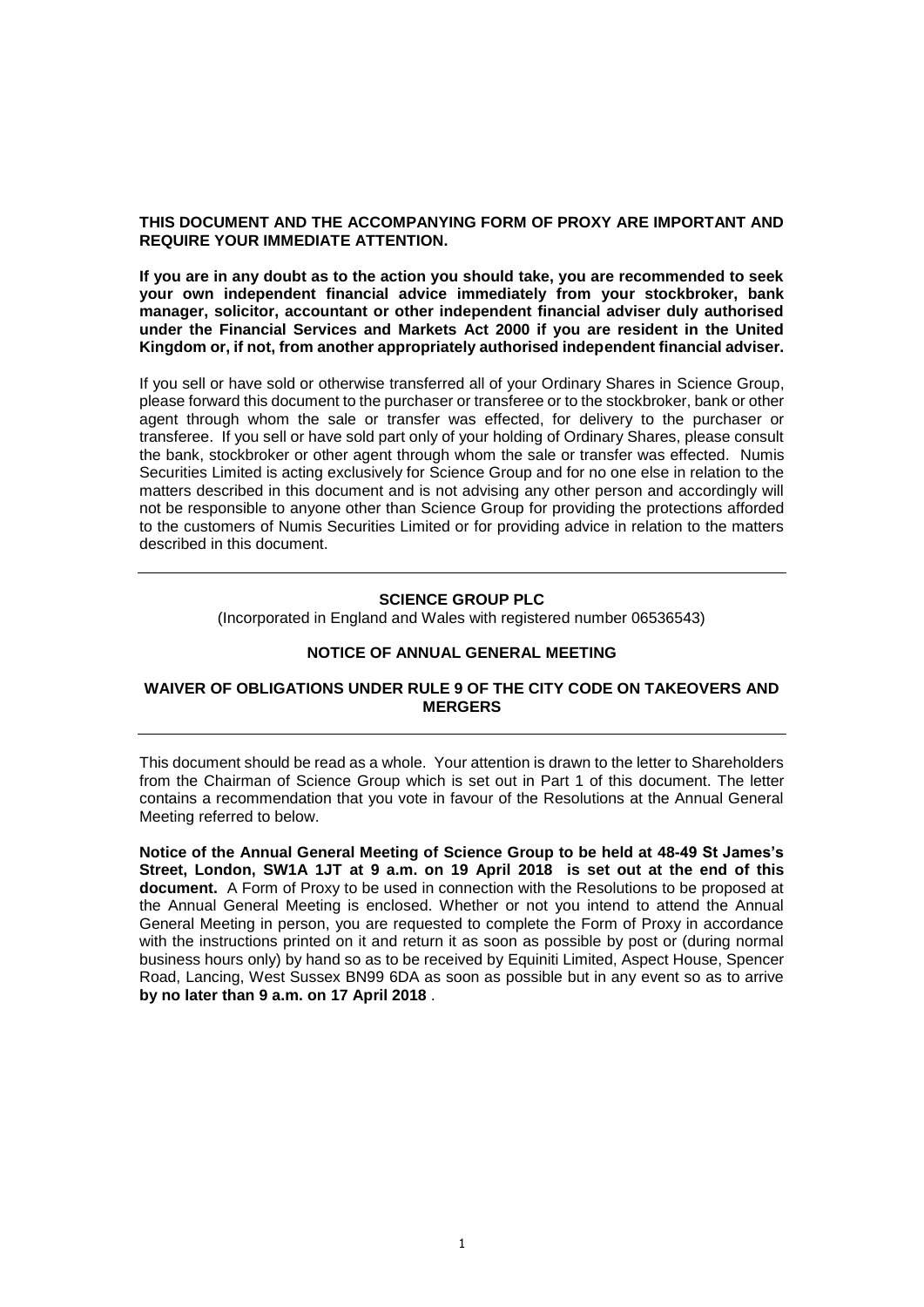**THIS DOCUMENT AND THE ACCOMPANYING FORM OF PROXY ARE IMPORTANT AND REQUIRE YOUR IMMEDIATE ATTENTION.**

**If you are in any doubt as to the action you should take, you are recommended to seek your own independent financial advice immediately from your stockbroker, bank manager, solicitor, accountant or other independent financial adviser duly authorised under the Financial Services and Markets Act 2000 if you are resident in the United Kingdom or, if not, from another appropriately authorised independent financial adviser.**

If you sell or have sold or otherwise transferred all of your Ordinary Shares in Science Group, please forward this document to the purchaser or transferee or to the stockbroker, bank or other agent through whom the sale or transfer was effected, for delivery to the purchaser or transferee. If you sell or have sold part only of your holding of Ordinary Shares, please consult the bank, stockbroker or other agent through whom the sale or transfer was effected. Numis Securities Limited is acting exclusively for Science Group and for no one else in relation to the matters described in this document and is not advising any other person and accordingly will not be responsible to anyone other than Science Group for providing the protections afforded to the customers of Numis Securities Limited or for providing advice in relation to the matters described in this document.

---

# SCIENCE GROUP PLC

(Incorporated in England and Wales with registered number 06536543)

## NOTICE OF ANNUAL GENERAL MEETING

## WAIVER OF OBLIGATIONS UNDER RULE 9 OF THE CITY CODE ON TAKEOVERS AND MERGERS

---

This document should be read as a whole. Your attention is drawn to the letter to Shareholders from the Chairman of Science Group which is set out in Part 1 of this document. The letter contains a recommendation that you vote in favour of the Resolutions at the Annual General Meeting referred to below.

**Notice of the Annual General Meeting of Science Group to be held at 48-49 St James's Street, London, SW1A 1JT at 9 a.m. on 19 April 2018 is set out at the end of this document.** A Form of Proxy to be used in connection with the Resolutions to be proposed at the Annual General Meeting is enclosed. Whether or not you intend to attend the Annual General Meeting in person, you are requested to complete the Form of Proxy in accordance with the instructions printed on it and return it as soon as possible by post or (during normal business hours only) by hand so as to be received by Equiniti Limited, Aspect House, Spencer Road, Lancing, West Sussex BN99 6DA as soon as possible but in any event so as to arrive **by no later than 9 a.m. on 17 April 2018**.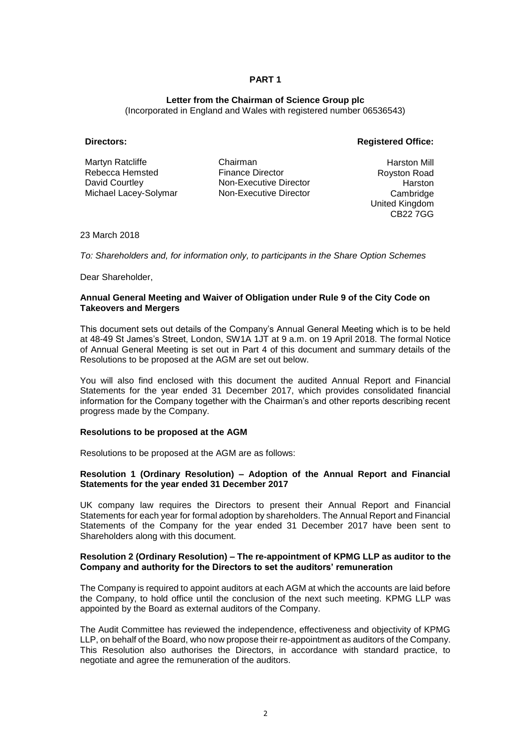# PART 1

**Letter from the Chairman of Science Group plc**
(Incorporated in England and Wales with registered number 06536543)

**Directors:**

| | |
|---|---|
| Martyn Ratcliffe | Chairman |
| Rebecca Hemsted | Finance Director |
| David Courtley | Non-Executive Director |
| Michael Lacey-Solymar | Non-Executive Director |

**Registered Office:**

Harston Mill
Royston Road
Harston
Cambridge
United Kingdom
CB22 7GG

23 March 2018

*To: Shareholders and, for information only, to participants in the Share Option Schemes*

Dear Shareholder,

**Annual General Meeting and Waiver of Obligation under Rule 9 of the City Code on Takeovers and Mergers**

This document sets out details of the Company's Annual General Meeting which is to be held at 48-49 St James's Street, London, SW1A 1JT at 9 a.m. on 19 April 2018. The formal Notice of Annual General Meeting is set out in Part 4 of this document and summary details of the Resolutions to be proposed at the AGM are set out below.

You will also find enclosed with this document the audited Annual Report and Financial Statements for the year ended 31 December 2017, which provides consolidated financial information for the Company together with the Chairman's and other reports describing recent progress made by the Company.

**Resolutions to be proposed at the AGM**

Resolutions to be proposed at the AGM are as follows:

**Resolution 1 (Ordinary Resolution) – Adoption of the Annual Report and Financial Statements for the year ended 31 December 2017**

UK company law requires the Directors to present their Annual Report and Financial Statements for each year for formal adoption by shareholders. The Annual Report and Financial Statements of the Company for the year ended 31 December 2017 have been sent to Shareholders along with this document.

**Resolution 2 (Ordinary Resolution) – The re-appointment of KPMG LLP as auditor to the Company and authority for the Directors to set the auditors' remuneration**

The Company is required to appoint auditors at each AGM at which the accounts are laid before the Company, to hold office until the conclusion of the next such meeting. KPMG LLP was appointed by the Board as external auditors of the Company.

The Audit Committee has reviewed the independence, effectiveness and objectivity of KPMG LLP, on behalf of the Board, who now propose their re-appointment as auditors of the Company. This Resolution also authorises the Directors, in accordance with standard practice, to negotiate and agree the remuneration of the auditors.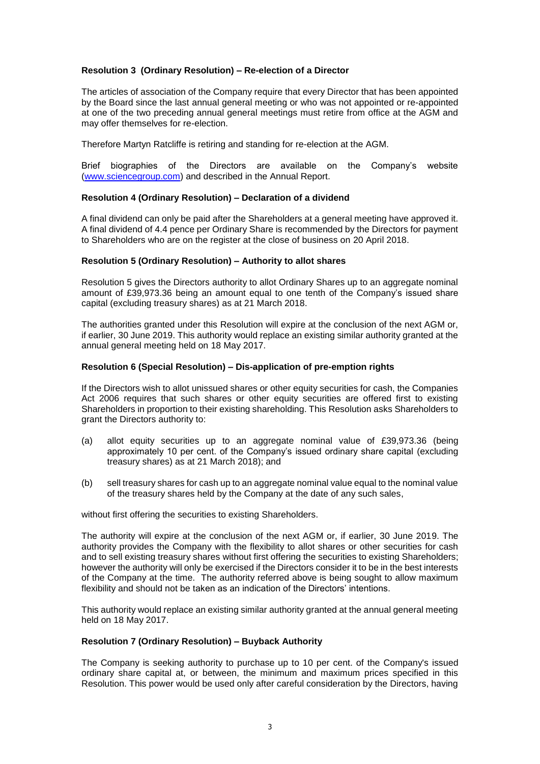**Resolution 3 (Ordinary Resolution) – Re-election of a Director**

The articles of association of the Company require that every Director that has been appointed by the Board since the last annual general meeting or who was not appointed or re-appointed at one of the two preceding annual general meetings must retire from office at the AGM and may offer themselves for re-election.

Therefore Martyn Ratcliffe is retiring and standing for re-election at the AGM.

Brief biographies of the Directors are available on the Company's website (www.sciencegroup.com) and described in the Annual Report.

**Resolution 4 (Ordinary Resolution) – Declaration of a dividend**

A final dividend can only be paid after the Shareholders at a general meeting have approved it. A final dividend of 4.4 pence per Ordinary Share is recommended by the Directors for payment to Shareholders who are on the register at the close of business on 20 April 2018.

**Resolution 5 (Ordinary Resolution) – Authority to allot shares**

Resolution 5 gives the Directors authority to allot Ordinary Shares up to an aggregate nominal amount of £39,973.36 being an amount equal to one tenth of the Company's issued share capital (excluding treasury shares) as at 21 March 2018.

The authorities granted under this Resolution will expire at the conclusion of the next AGM or, if earlier, 30 June 2019. This authority would replace an existing similar authority granted at the annual general meeting held on 18 May 2017.

**Resolution 6 (Special Resolution) – Dis-application of pre-emption rights**

If the Directors wish to allot unissued shares or other equity securities for cash, the Companies Act 2006 requires that such shares or other equity securities are offered first to existing Shareholders in proportion to their existing shareholding. This Resolution asks Shareholders to grant the Directors authority to:

(a) allot equity securities up to an aggregate nominal value of £39,973.36 (being approximately 10 per cent. of the Company's issued ordinary share capital (excluding treasury shares) as at 21 March 2018); and

(b) sell treasury shares for cash up to an aggregate nominal value equal to the nominal value of the treasury shares held by the Company at the date of any such sales,

without first offering the securities to existing Shareholders.

The authority will expire at the conclusion of the next AGM or, if earlier, 30 June 2019. The authority provides the Company with the flexibility to allot shares or other securities for cash and to sell existing treasury shares without first offering the securities to existing Shareholders; however the authority will only be exercised if the Directors consider it to be in the best interests of the Company at the time. The authority referred above is being sought to allow maximum flexibility and should not be taken as an indication of the Directors' intentions.

This authority would replace an existing similar authority granted at the annual general meeting held on 18 May 2017.

**Resolution 7 (Ordinary Resolution) – Buyback Authority**

The Company is seeking authority to purchase up to 10 per cent. of the Company's issued ordinary share capital at, or between, the minimum and maximum prices specified in this Resolution. This power would be used only after careful consideration by the Directors, having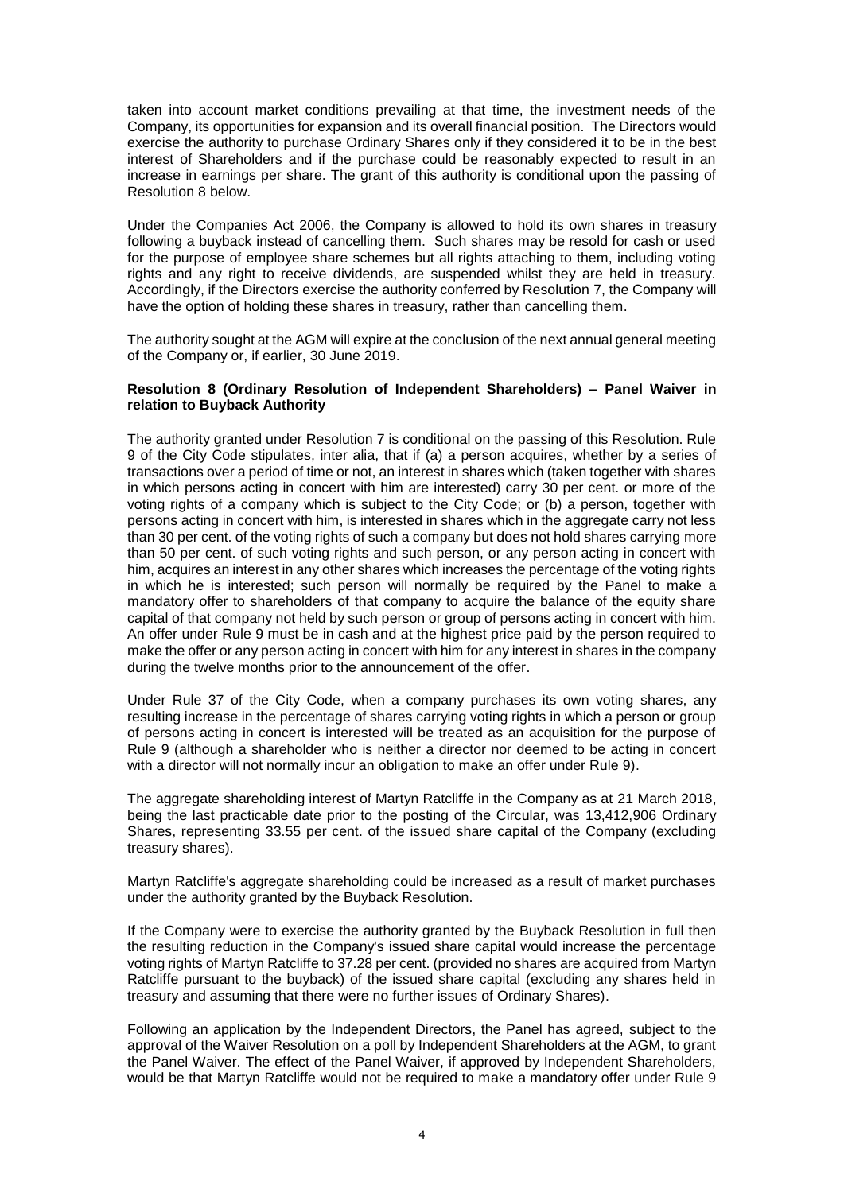taken into account market conditions prevailing at that time, the investment needs of the Company, its opportunities for expansion and its overall financial position. The Directors would exercise the authority to purchase Ordinary Shares only if they considered it to be in the best interest of Shareholders and if the purchase could be reasonably expected to result in an increase in earnings per share. The grant of this authority is conditional upon the passing of Resolution 8 below.

Under the Companies Act 2006, the Company is allowed to hold its own shares in treasury following a buyback instead of cancelling them. Such shares may be resold for cash or used for the purpose of employee share schemes but all rights attaching to them, including voting rights and any right to receive dividends, are suspended whilst they are held in treasury. Accordingly, if the Directors exercise the authority conferred by Resolution 7, the Company will have the option of holding these shares in treasury, rather than cancelling them.

The authority sought at the AGM will expire at the conclusion of the next annual general meeting of the Company or, if earlier, 30 June 2019.

**Resolution 8 (Ordinary Resolution of Independent Shareholders) – Panel Waiver in relation to Buyback Authority**

The authority granted under Resolution 7 is conditional on the passing of this Resolution. Rule 9 of the City Code stipulates, inter alia, that if (a) a person acquires, whether by a series of transactions over a period of time or not, an interest in shares which (taken together with shares in which persons acting in concert with him are interested) carry 30 per cent. or more of the voting rights of a company which is subject to the City Code; or (b) a person, together with persons acting in concert with him, is interested in shares which in the aggregate carry not less than 30 per cent. of the voting rights of such a company but does not hold shares carrying more than 50 per cent. of such voting rights and such person, or any person acting in concert with him, acquires an interest in any other shares which increases the percentage of the voting rights in which he is interested; such person will normally be required by the Panel to make a mandatory offer to shareholders of that company to acquire the balance of the equity share capital of that company not held by such person or group of persons acting in concert with him. An offer under Rule 9 must be in cash and at the highest price paid by the person required to make the offer or any person acting in concert with him for any interest in shares in the company during the twelve months prior to the announcement of the offer.

Under Rule 37 of the City Code, when a company purchases its own voting shares, any resulting increase in the percentage of shares carrying voting rights in which a person or group of persons acting in concert is interested will be treated as an acquisition for the purpose of Rule 9 (although a shareholder who is neither a director nor deemed to be acting in concert with a director will not normally incur an obligation to make an offer under Rule 9).

The aggregate shareholding interest of Martyn Ratcliffe in the Company as at 21 March 2018, being the last practicable date prior to the posting of the Circular, was 13,412,906 Ordinary Shares, representing 33.55 per cent. of the issued share capital of the Company (excluding treasury shares).

Martyn Ratcliffe's aggregate shareholding could be increased as a result of market purchases under the authority granted by the Buyback Resolution.

If the Company were to exercise the authority granted by the Buyback Resolution in full then the resulting reduction in the Company's issued share capital would increase the percentage voting rights of Martyn Ratcliffe to 37.28 per cent. (provided no shares are acquired from Martyn Ratcliffe pursuant to the buyback) of the issued share capital (excluding any shares held in treasury and assuming that there were no further issues of Ordinary Shares).

Following an application by the Independent Directors, the Panel has agreed, subject to the approval of the Waiver Resolution on a poll by Independent Shareholders at the AGM, to grant the Panel Waiver. The effect of the Panel Waiver, if approved by Independent Shareholders, would be that Martyn Ratcliffe would not be required to make a mandatory offer under Rule 9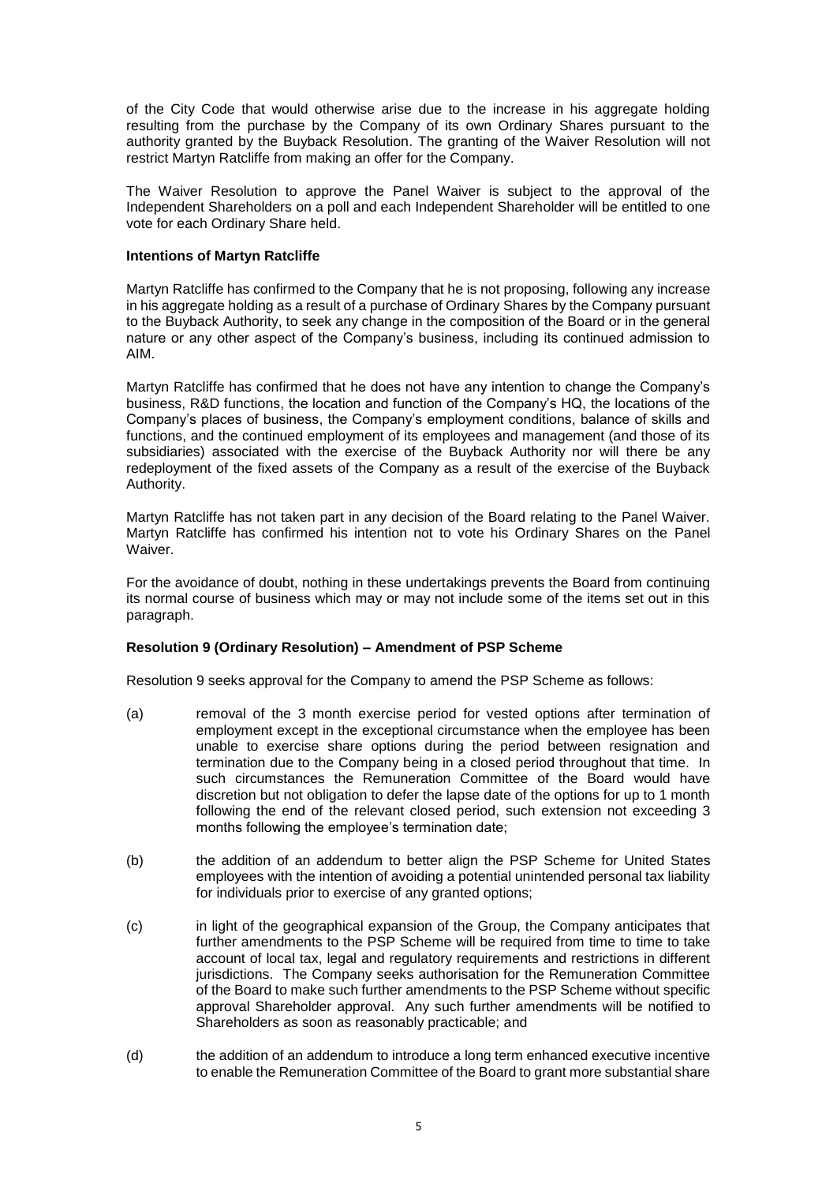of the City Code that would otherwise arise due to the increase in his aggregate holding resulting from the purchase by the Company of its own Ordinary Shares pursuant to the authority granted by the Buyback Resolution. The granting of the Waiver Resolution will not restrict Martyn Ratcliffe from making an offer for the Company.

The Waiver Resolution to approve the Panel Waiver is subject to the approval of the Independent Shareholders on a poll and each Independent Shareholder will be entitled to one vote for each Ordinary Share held.

**Intentions of Martyn Ratcliffe**

Martyn Ratcliffe has confirmed to the Company that he is not proposing, following any increase in his aggregate holding as a result of a purchase of Ordinary Shares by the Company pursuant to the Buyback Authority, to seek any change in the composition of the Board or in the general nature or any other aspect of the Company's business, including its continued admission to AIM.

Martyn Ratcliffe has confirmed that he does not have any intention to change the Company's business, R&D functions, the location and function of the Company's HQ, the locations of the Company's places of business, the Company's employment conditions, balance of skills and functions, and the continued employment of its employees and management (and those of its subsidiaries) associated with the exercise of the Buyback Authority nor will there be any redeployment of the fixed assets of the Company as a result of the exercise of the Buyback Authority.

Martyn Ratcliffe has not taken part in any decision of the Board relating to the Panel Waiver. Martyn Ratcliffe has confirmed his intention not to vote his Ordinary Shares on the Panel Waiver.

For the avoidance of doubt, nothing in these undertakings prevents the Board from continuing its normal course of business which may or may not include some of the items set out in this paragraph.

**Resolution 9 (Ordinary Resolution) – Amendment of PSP Scheme**

Resolution 9 seeks approval for the Company to amend the PSP Scheme as follows:

(a) removal of the 3 month exercise period for vested options after termination of employment except in the exceptional circumstance when the employee has been unable to exercise share options during the period between resignation and termination due to the Company being in a closed period throughout that time. In such circumstances the Remuneration Committee of the Board would have discretion but not obligation to defer the lapse date of the options for up to 1 month following the end of the relevant closed period, such extension not exceeding 3 months following the employee's termination date;

(b) the addition of an addendum to better align the PSP Scheme for United States employees with the intention of avoiding a potential unintended personal tax liability for individuals prior to exercise of any granted options;

(c) in light of the geographical expansion of the Group, the Company anticipates that further amendments to the PSP Scheme will be required from time to time to take account of local tax, legal and regulatory requirements and restrictions in different jurisdictions. The Company seeks authorisation for the Remuneration Committee of the Board to make such further amendments to the PSP Scheme without specific approval Shareholder approval. Any such further amendments will be notified to Shareholders as soon as reasonably practicable; and

(d) the addition of an addendum to introduce a long term enhanced executive incentive to enable the Remuneration Committee of the Board to grant more substantial share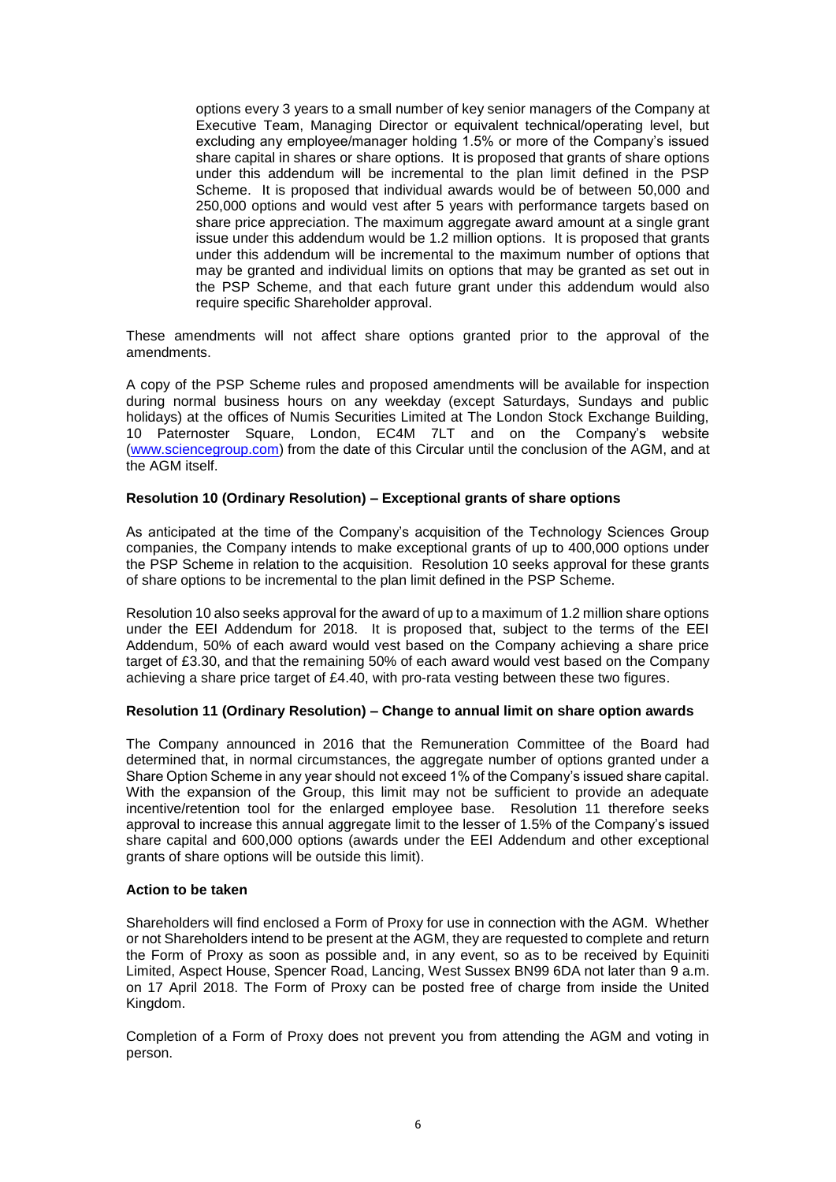options every 3 years to a small number of key senior managers of the Company at Executive Team, Managing Director or equivalent technical/operating level, but excluding any employee/manager holding 1.5% or more of the Company's issued share capital in shares or share options. It is proposed that grants of share options under this addendum will be incremental to the plan limit defined in the PSP Scheme. It is proposed that individual awards would be of between 50,000 and 250,000 options and would vest after 5 years with performance targets based on share price appreciation. The maximum aggregate award amount at a single grant issue under this addendum would be 1.2 million options. It is proposed that grants under this addendum will be incremental to the maximum number of options that may be granted and individual limits on options that may be granted as set out in the PSP Scheme, and that each future grant under this addendum would also require specific Shareholder approval.

These amendments will not affect share options granted prior to the approval of the amendments.

A copy of the PSP Scheme rules and proposed amendments will be available for inspection during normal business hours on any weekday (except Saturdays, Sundays and public holidays) at the offices of Numis Securities Limited at The London Stock Exchange Building, 10 Paternoster Square, London, EC4M 7LT and on the Company's website (www.sciencegroup.com) from the date of this Circular until the conclusion of the AGM, and at the AGM itself.

**Resolution 10 (Ordinary Resolution) – Exceptional grants of share options**

As anticipated at the time of the Company's acquisition of the Technology Sciences Group companies, the Company intends to make exceptional grants of up to 400,000 options under the PSP Scheme in relation to the acquisition. Resolution 10 seeks approval for these grants of share options to be incremental to the plan limit defined in the PSP Scheme.

Resolution 10 also seeks approval for the award of up to a maximum of 1.2 million share options under the EEI Addendum for 2018. It is proposed that, subject to the terms of the EEI Addendum, 50% of each award would vest based on the Company achieving a share price target of £3.30, and that the remaining 50% of each award would vest based on the Company achieving a share price target of £4.40, with pro-rata vesting between these two figures.

**Resolution 11 (Ordinary Resolution) – Change to annual limit on share option awards**

The Company announced in 2016 that the Remuneration Committee of the Board had determined that, in normal circumstances, the aggregate number of options granted under a Share Option Scheme in any year should not exceed 1% of the Company's issued share capital. With the expansion of the Group, this limit may not be sufficient to provide an adequate incentive/retention tool for the enlarged employee base. Resolution 11 therefore seeks approval to increase this annual aggregate limit to the lesser of 1.5% of the Company's issued share capital and 600,000 options (awards under the EEI Addendum and other exceptional grants of share options will be outside this limit).

**Action to be taken**

Shareholders will find enclosed a Form of Proxy for use in connection with the AGM. Whether or not Shareholders intend to be present at the AGM, they are requested to complete and return the Form of Proxy as soon as possible and, in any event, so as to be received by Equiniti Limited, Aspect House, Spencer Road, Lancing, West Sussex BN99 6DA not later than 9 a.m. on 17 April 2018. The Form of Proxy can be posted free of charge from inside the United Kingdom.

Completion of a Form of Proxy does not prevent you from attending the AGM and voting in person.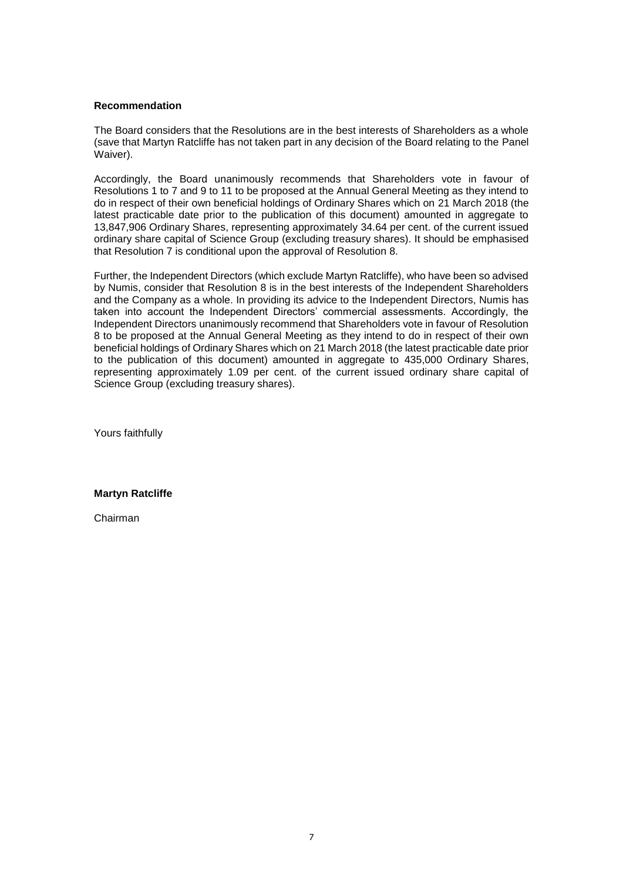**Recommendation**

The Board considers that the Resolutions are in the best interests of Shareholders as a whole (save that Martyn Ratcliffe has not taken part in any decision of the Board relating to the Panel Waiver).

Accordingly, the Board unanimously recommends that Shareholders vote in favour of Resolutions 1 to 7 and 9 to 11 to be proposed at the Annual General Meeting as they intend to do in respect of their own beneficial holdings of Ordinary Shares which on 21 March 2018 (the latest practicable date prior to the publication of this document) amounted in aggregate to 13,847,906 Ordinary Shares, representing approximately 34.64 per cent. of the current issued ordinary share capital of Science Group (excluding treasury shares). It should be emphasised that Resolution 7 is conditional upon the approval of Resolution 8.

Further, the Independent Directors (which exclude Martyn Ratcliffe), who have been so advised by Numis, consider that Resolution 8 is in the best interests of the Independent Shareholders and the Company as a whole. In providing its advice to the Independent Directors, Numis has taken into account the Independent Directors' commercial assessments. Accordingly, the Independent Directors unanimously recommend that Shareholders vote in favour of Resolution 8 to be proposed at the Annual General Meeting as they intend to do in respect of their own beneficial holdings of Ordinary Shares which on 21 March 2018 (the latest practicable date prior to the publication of this document) amounted in aggregate to 435,000 Ordinary Shares, representing approximately 1.09 per cent. of the current issued ordinary share capital of Science Group (excluding treasury shares).

Yours faithfully

**Martyn Ratcliffe**

Chairman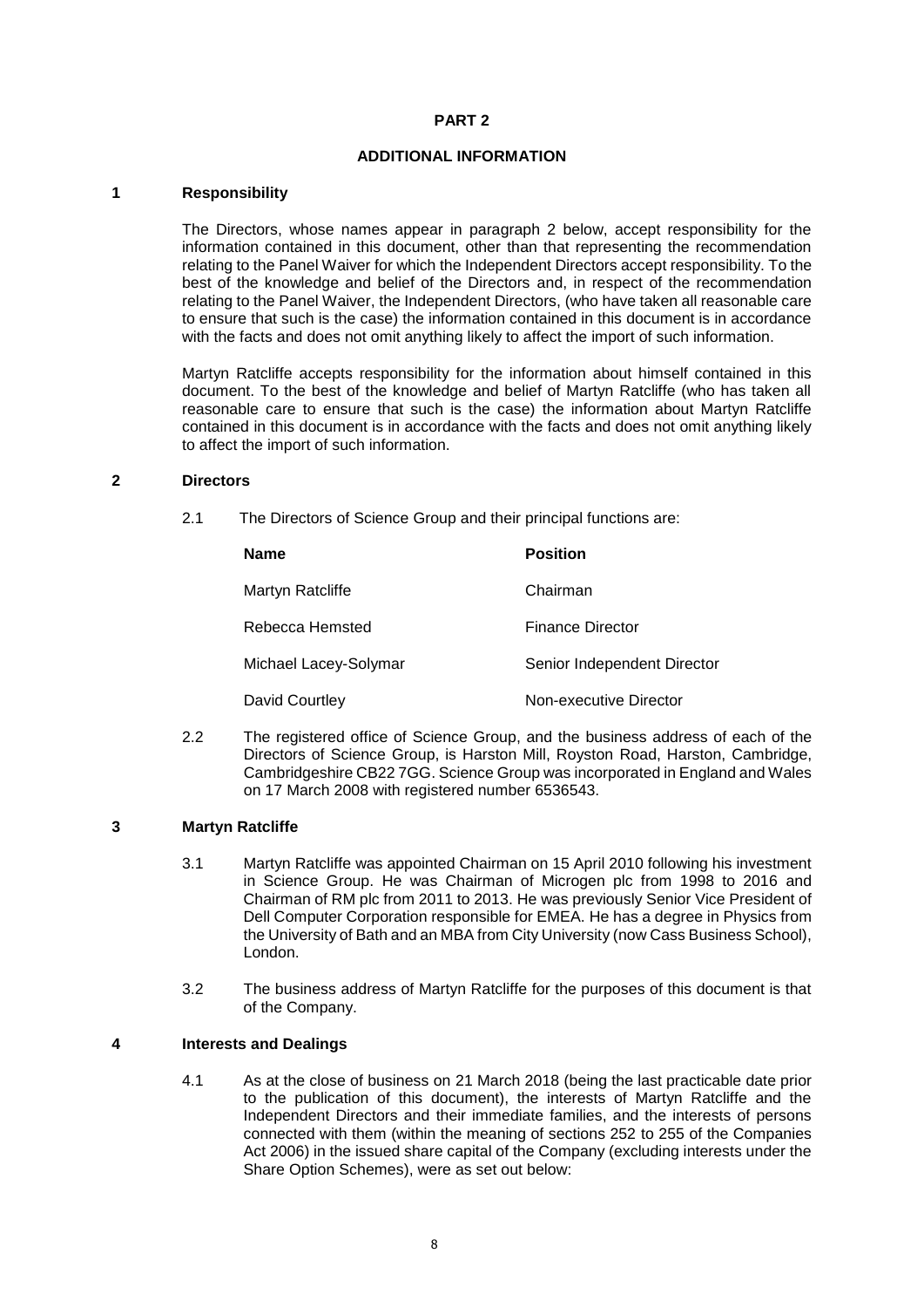# PART 2

## ADDITIONAL INFORMATION

### 1 Responsibility

The Directors, whose names appear in paragraph 2 below, accept responsibility for the information contained in this document, other than that representing the recommendation relating to the Panel Waiver for which the Independent Directors accept responsibility. To the best of the knowledge and belief of the Directors and, in respect of the recommendation relating to the Panel Waiver, the Independent Directors, (who have taken all reasonable care to ensure that such is the case) the information contained in this document is in accordance with the facts and does not omit anything likely to affect the import of such information.

Martyn Ratcliffe accepts responsibility for the information about himself contained in this document. To the best of the knowledge and belief of Martyn Ratcliffe (who has taken all reasonable care to ensure that such is the case) the information about Martyn Ratcliffe contained in this document is in accordance with the facts and does not omit anything likely to affect the import of such information.

### 2 Directors

2.1 The Directors of Science Group and their principal functions are:

| Name | Position |
|---|---|
| Martyn Ratcliffe | Chairman |
| Rebecca Hemsted | Finance Director |
| Michael Lacey-Solymar | Senior Independent Director |
| David Courtley | Non-executive Director |

2.2 The registered office of Science Group, and the business address of each of the Directors of Science Group, is Harston Mill, Royston Road, Harston, Cambridge, Cambridgeshire CB22 7GG. Science Group was incorporated in England and Wales on 17 March 2008 with registered number 6536543.

### 3 Martyn Ratcliffe

3.1 Martyn Ratcliffe was appointed Chairman on 15 April 2010 following his investment in Science Group. He was Chairman of Microgen plc from 1998 to 2016 and Chairman of RM plc from 2011 to 2013. He was previously Senior Vice President of Dell Computer Corporation responsible for EMEA. He has a degree in Physics from the University of Bath and an MBA from City University (now Cass Business School), London.

3.2 The business address of Martyn Ratcliffe for the purposes of this document is that of the Company.

### 4 Interests and Dealings

4.1 As at the close of business on 21 March 2018 (being the last practicable date prior to the publication of this document), the interests of Martyn Ratcliffe and the Independent Directors and their immediate families, and the interests of persons connected with them (within the meaning of sections 252 to 255 of the Companies Act 2006) in the issued share capital of the Company (excluding interests under the Share Option Schemes), were as set out below: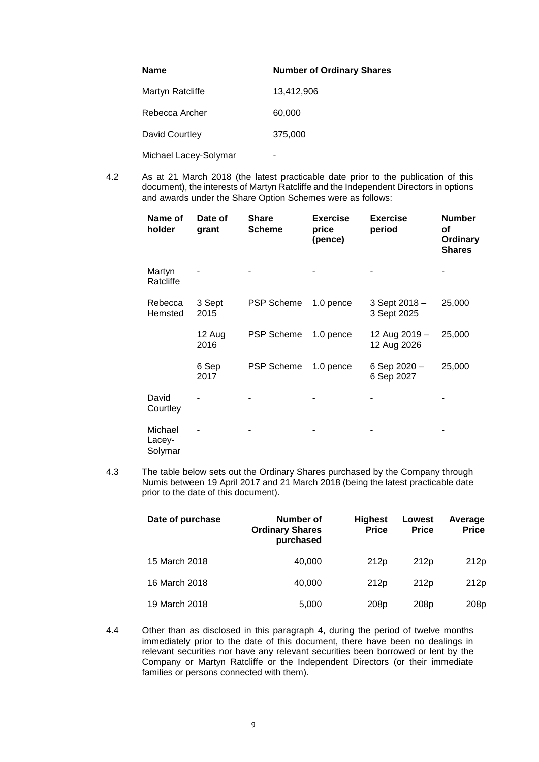| Name | Number of Ordinary Shares |
| --- | --- |
| Martyn Ratcliffe | 13,412,906 |
| Rebecca Archer | 60,000 |
| David Courtley | 375,000 |
| Michael Lacey-Solymar | - |

4.2 As at 21 March 2018 (the latest practicable date prior to the publication of this document), the interests of Martyn Ratcliffe and the Independent Directors in options and awards under the Share Option Schemes were as follows:

| Name of holder | Date of grant | Share Scheme | Exercise price (pence) | Exercise period | Number of Ordinary Shares |
| --- | --- | --- | --- | --- | --- |
| Martyn Ratcliffe | - | - | - | - | - |
| Rebecca Hemsted | 3 Sept 2015 | PSP Scheme | 1.0 pence | 3 Sept 2018 – 3 Sept 2025 | 25,000 |
| | 12 Aug 2016 | PSP Scheme | 1.0 pence | 12 Aug 2019 – 12 Aug 2026 | 25,000 |
| | 6 Sep 2017 | PSP Scheme | 1.0 pence | 6 Sep 2020 – 6 Sep 2027 | 25,000 |
| David Courtley | - | - | - | - | - |
| Michael Lacey-Solymar | - | - | - | - | - |

4.3 The table below sets out the Ordinary Shares purchased by the Company through Numis between 19 April 2017 and 21 March 2018 (being the latest practicable date prior to the date of this document).

| Date of purchase | Number of Ordinary Shares purchased | Highest Price | Lowest Price | Average Price |
| --- | --- | --- | --- | --- |
| 15 March 2018 | 40,000 | 212p | 212p | 212p |
| 16 March 2018 | 40,000 | 212p | 212p | 212p |
| 19 March 2018 | 5,000 | 208p | 208p | 208p |

4.4 Other than as disclosed in this paragraph 4, during the period of twelve months immediately prior to the date of this document, there have been no dealings in relevant securities nor have any relevant securities been borrowed or lent by the Company or Martyn Ratcliffe or the Independent Directors (or their immediate families or persons connected with them).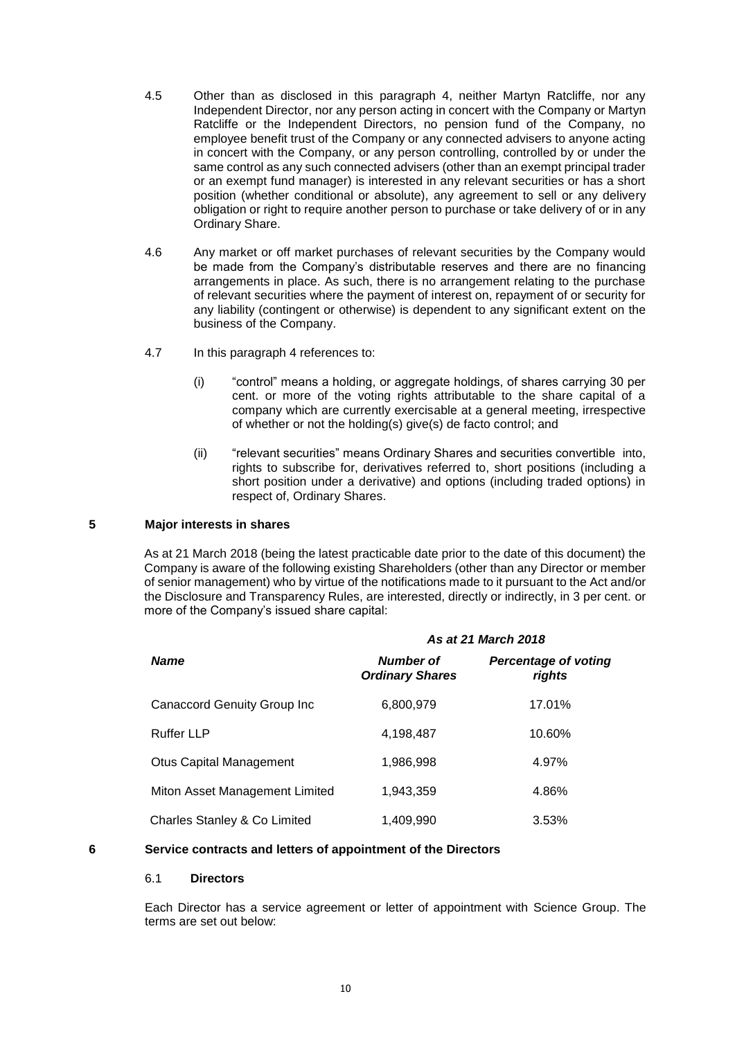4.5 Other than as disclosed in this paragraph 4, neither Martyn Ratcliffe, nor any Independent Director, nor any person acting in concert with the Company or Martyn Ratcliffe or the Independent Directors, no pension fund of the Company, no employee benefit trust of the Company or any connected advisers to anyone acting in concert with the Company, or any person controlling, controlled by or under the same control as any such connected advisers (other than an exempt principal trader or an exempt fund manager) is interested in any relevant securities or has a short position (whether conditional or absolute), any agreement to sell or any delivery obligation or right to require another person to purchase or take delivery of or in any Ordinary Share.

4.6 Any market or off market purchases of relevant securities by the Company would be made from the Company's distributable reserves and there are no financing arrangements in place. As such, there is no arrangement relating to the purchase of relevant securities where the payment of interest on, repayment of or security for any liability (contingent or otherwise) is dependent to any significant extent on the business of the Company.

4.7 In this paragraph 4 references to:

(i) "control" means a holding, or aggregate holdings, of shares carrying 30 per cent. or more of the voting rights attributable to the share capital of a company which are currently exercisable at a general meeting, irrespective of whether or not the holding(s) give(s) de facto control; and

(ii) "relevant securities" means Ordinary Shares and securities convertible into, rights to subscribe for, derivatives referred to, short positions (including a short position under a derivative) and options (including traded options) in respect of, Ordinary Shares.

## 5 Major interests in shares

As at 21 March 2018 (being the latest practicable date prior to the date of this document) the Company is aware of the following existing Shareholders (other than any Director or member of senior management) who by virtue of the notifications made to it pursuant to the Act and/or the Disclosure and Transparency Rules, are interested, directly or indirectly, in 3 per cent. or more of the Company's issued share capital:

| | *As at 21 March 2018* | |
|---|---|---|
| ***Name*** | ***Number of Ordinary Shares*** | ***Percentage of voting rights*** |
| Canaccord Genuity Group Inc | 6,800,979 | 17.01% |
| Ruffer LLP | 4,198,487 | 10.60% |
| Otus Capital Management | 1,986,998 | 4.97% |
| Miton Asset Management Limited | 1,943,359 | 4.86% |
| Charles Stanley & Co Limited | 1,409,990 | 3.53% |

## 6 Service contracts and letters of appointment of the Directors

### 6.1 Directors

Each Director has a service agreement or letter of appointment with Science Group. The terms are set out below: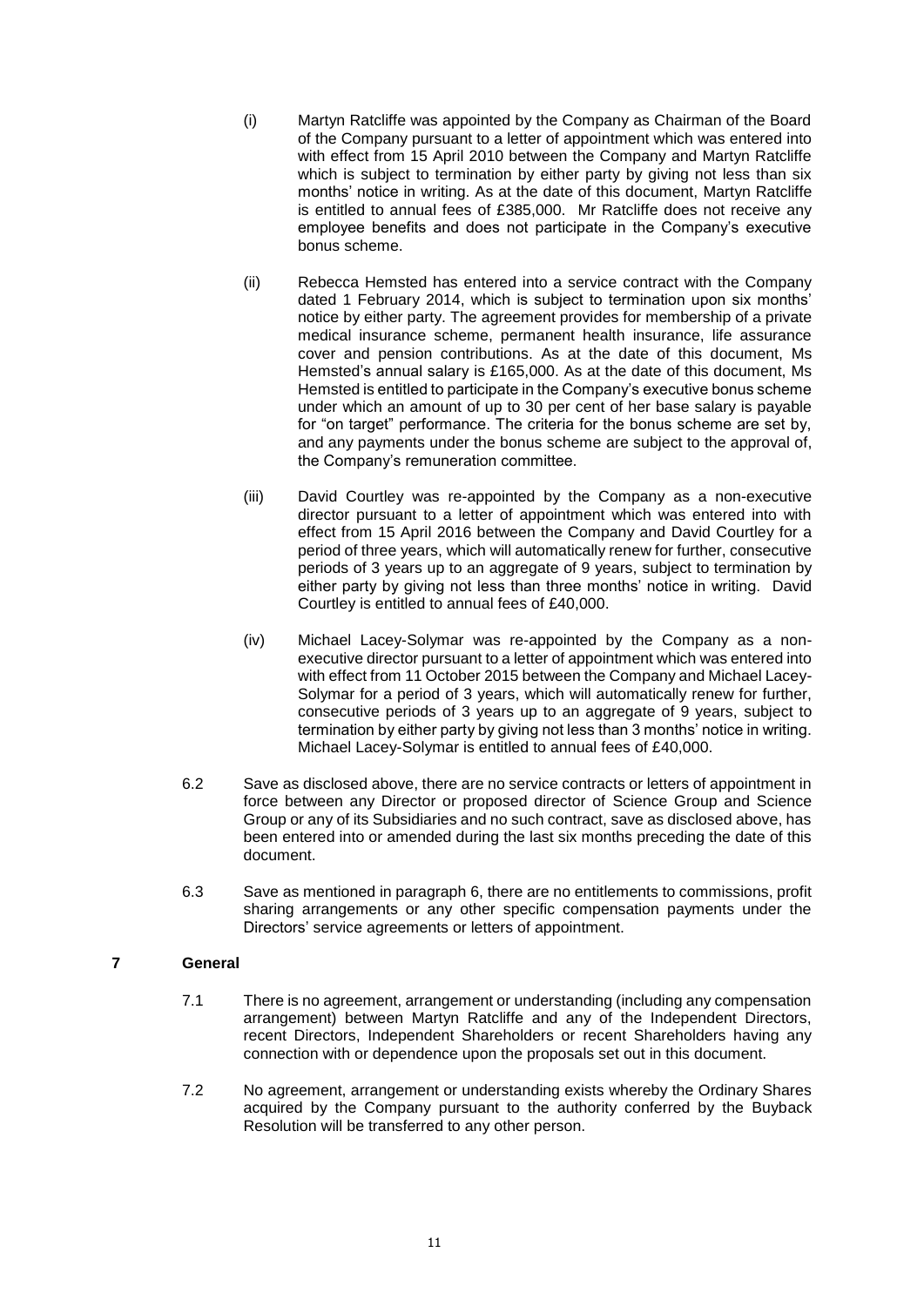(i) Martyn Ratcliffe was appointed by the Company as Chairman of the Board of the Company pursuant to a letter of appointment which was entered into with effect from 15 April 2010 between the Company and Martyn Ratcliffe which is subject to termination by either party by giving not less than six months' notice in writing. As at the date of this document, Martyn Ratcliffe is entitled to annual fees of £385,000. Mr Ratcliffe does not receive any employee benefits and does not participate in the Company's executive bonus scheme.

(ii) Rebecca Hemsted has entered into a service contract with the Company dated 1 February 2014, which is subject to termination upon six months' notice by either party. The agreement provides for membership of a private medical insurance scheme, permanent health insurance, life assurance cover and pension contributions. As at the date of this document, Ms Hemsted's annual salary is £165,000. As at the date of this document, Ms Hemsted is entitled to participate in the Company's executive bonus scheme under which an amount of up to 30 per cent of her base salary is payable for "on target" performance. The criteria for the bonus scheme are set by, and any payments under the bonus scheme are subject to the approval of, the Company's remuneration committee.

(iii) David Courtley was re-appointed by the Company as a non-executive director pursuant to a letter of appointment which was entered into with effect from 15 April 2016 between the Company and David Courtley for a period of three years, which will automatically renew for further, consecutive periods of 3 years up to an aggregate of 9 years, subject to termination by either party by giving not less than three months' notice in writing. David Courtley is entitled to annual fees of £40,000.

(iv) Michael Lacey-Solymar was re-appointed by the Company as a non-executive director pursuant to a letter of appointment which was entered into with effect from 11 October 2015 between the Company and Michael Lacey-Solymar for a period of 3 years, which will automatically renew for further, consecutive periods of 3 years up to an aggregate of 9 years, subject to termination by either party by giving not less than 3 months' notice in writing. Michael Lacey-Solymar is entitled to annual fees of £40,000.

6.2 Save as disclosed above, there are no service contracts or letters of appointment in force between any Director or proposed director of Science Group and Science Group or any of its Subsidiaries and no such contract, save as disclosed above, has been entered into or amended during the last six months preceding the date of this document.

6.3 Save as mentioned in paragraph 6, there are no entitlements to commissions, profit sharing arrangements or any other specific compensation payments under the Directors' service agreements or letters of appointment.

## 7 General

7.1 There is no agreement, arrangement or understanding (including any compensation arrangement) between Martyn Ratcliffe and any of the Independent Directors, recent Directors, Independent Shareholders or recent Shareholders having any connection with or dependence upon the proposals set out in this document.

7.2 No agreement, arrangement or understanding exists whereby the Ordinary Shares acquired by the Company pursuant to the authority conferred by the Buyback Resolution will be transferred to any other person.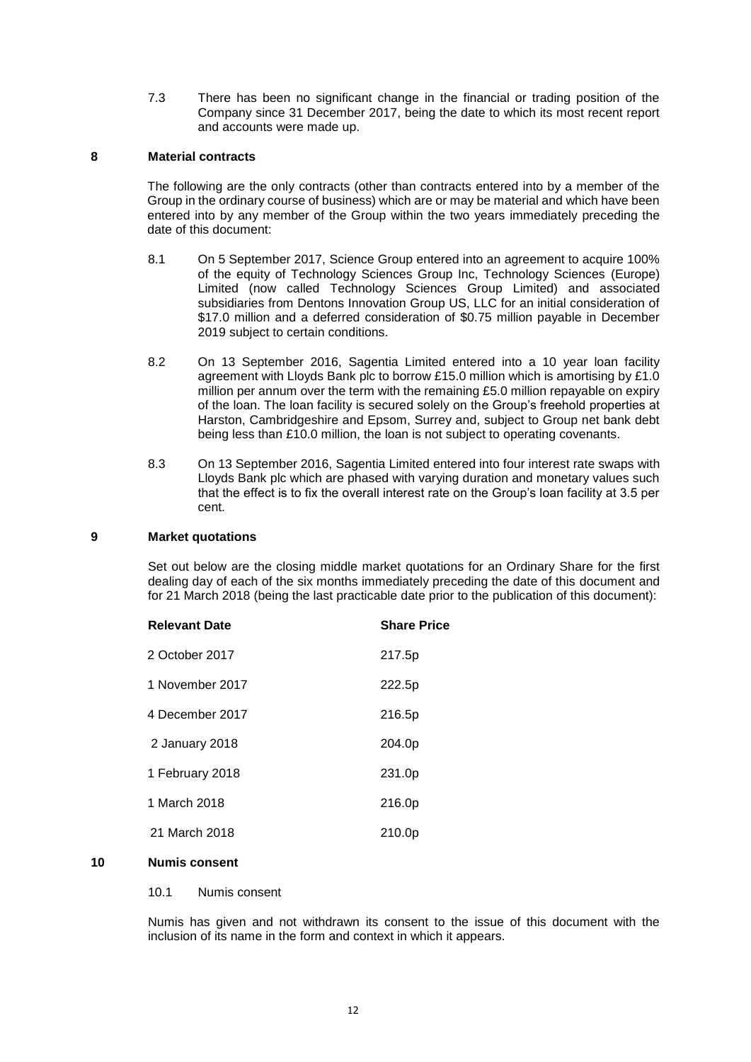7.3 There has been no significant change in the financial or trading position of the Company since 31 December 2017, being the date to which its most recent report and accounts were made up.

## 8 Material contracts

The following are the only contracts (other than contracts entered into by a member of the Group in the ordinary course of business) which are or may be material and which have been entered into by any member of the Group within the two years immediately preceding the date of this document:

8.1 On 5 September 2017, Science Group entered into an agreement to acquire 100% of the equity of Technology Sciences Group Inc, Technology Sciences (Europe) Limited (now called Technology Sciences Group Limited) and associated subsidiaries from Dentons Innovation Group US, LLC for an initial consideration of $17.0 million and a deferred consideration of $0.75 million payable in December 2019 subject to certain conditions.

8.2 On 13 September 2016, Sagentia Limited entered into a 10 year loan facility agreement with Lloyds Bank plc to borrow £15.0 million which is amortising by £1.0 million per annum over the term with the remaining £5.0 million repayable on expiry of the loan. The loan facility is secured solely on the Group's freehold properties at Harston, Cambridgeshire and Epsom, Surrey and, subject to Group net bank debt being less than £10.0 million, the loan is not subject to operating covenants.

8.3 On 13 September 2016, Sagentia Limited entered into four interest rate swaps with Lloyds Bank plc which are phased with varying duration and monetary values such that the effect is to fix the overall interest rate on the Group's loan facility at 3.5 per cent.

## 9 Market quotations

Set out below are the closing middle market quotations for an Ordinary Share for the first dealing day of each of the six months immediately preceding the date of this document and for 21 March 2018 (being the last practicable date prior to the publication of this document):

| Relevant Date | Share Price |
|---|---|
| 2 October 2017 | 217.5p |
| 1 November 2017 | 222.5p |
| 4 December 2017 | 216.5p |
| 2 January 2018 | 204.0p |
| 1 February 2018 | 231.0p |
| 1 March 2018 | 216.0p |
| 21 March 2018 | 210.0p |

## 10 Numis consent

10.1 Numis consent

Numis has given and not withdrawn its consent to the issue of this document with the inclusion of its name in the form and context in which it appears.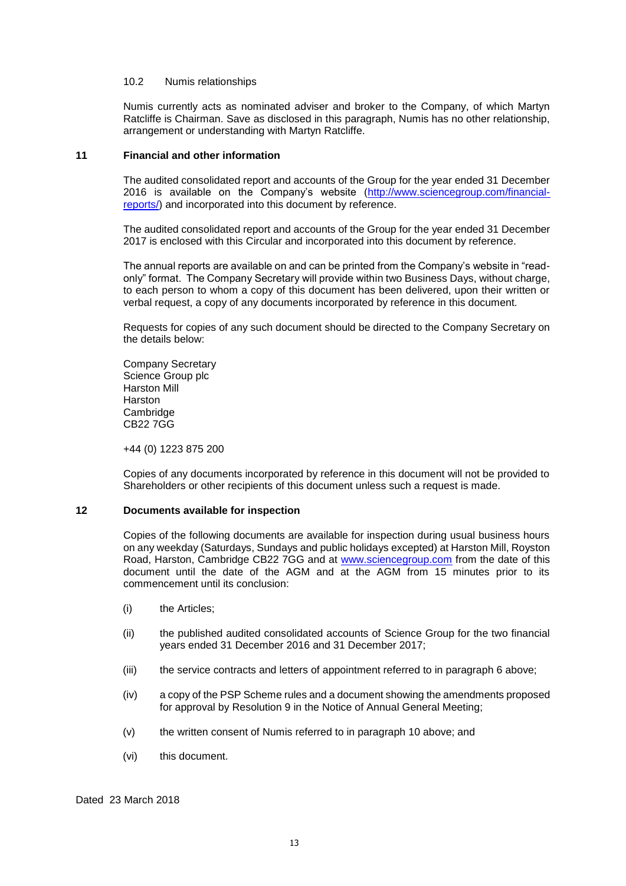### 10.2 Numis relationships

Numis currently acts as nominated adviser and broker to the Company, of which Martyn Ratcliffe is Chairman. Save as disclosed in this paragraph, Numis has no other relationship, arrangement or understanding with Martyn Ratcliffe.

## 11 Financial and other information

The audited consolidated report and accounts of the Group for the year ended 31 December 2016 is available on the Company's website (http://www.sciencegroup.com/financial-reports/) and incorporated into this document by reference.

The audited consolidated report and accounts of the Group for the year ended 31 December 2017 is enclosed with this Circular and incorporated into this document by reference.

The annual reports are available on and can be printed from the Company's website in "read-only" format. The Company Secretary will provide within two Business Days, without charge, to each person to whom a copy of this document has been delivered, upon their written or verbal request, a copy of any documents incorporated by reference in this document.

Requests for copies of any such document should be directed to the Company Secretary on the details below:

Company Secretary
Science Group plc
Harston Mill
Harston
Cambridge
CB22 7GG

+44 (0) 1223 875 200

Copies of any documents incorporated by reference in this document will not be provided to Shareholders or other recipients of this document unless such a request is made.

## 12 Documents available for inspection

Copies of the following documents are available for inspection during usual business hours on any weekday (Saturdays, Sundays and public holidays excepted) at Harston Mill, Royston Road, Harston, Cambridge CB22 7GG and at www.sciencegroup.com from the date of this document until the date of the AGM and at the AGM from 15 minutes prior to its commencement until its conclusion:

(i) the Articles;

(ii) the published audited consolidated accounts of Science Group for the two financial years ended 31 December 2016 and 31 December 2017;

(iii) the service contracts and letters of appointment referred to in paragraph 6 above;

(iv) a copy of the PSP Scheme rules and a document showing the amendments proposed for approval by Resolution 9 in the Notice of Annual General Meeting;

(v) the written consent of Numis referred to in paragraph 10 above; and

(vi) this document.

Dated 23 March 2018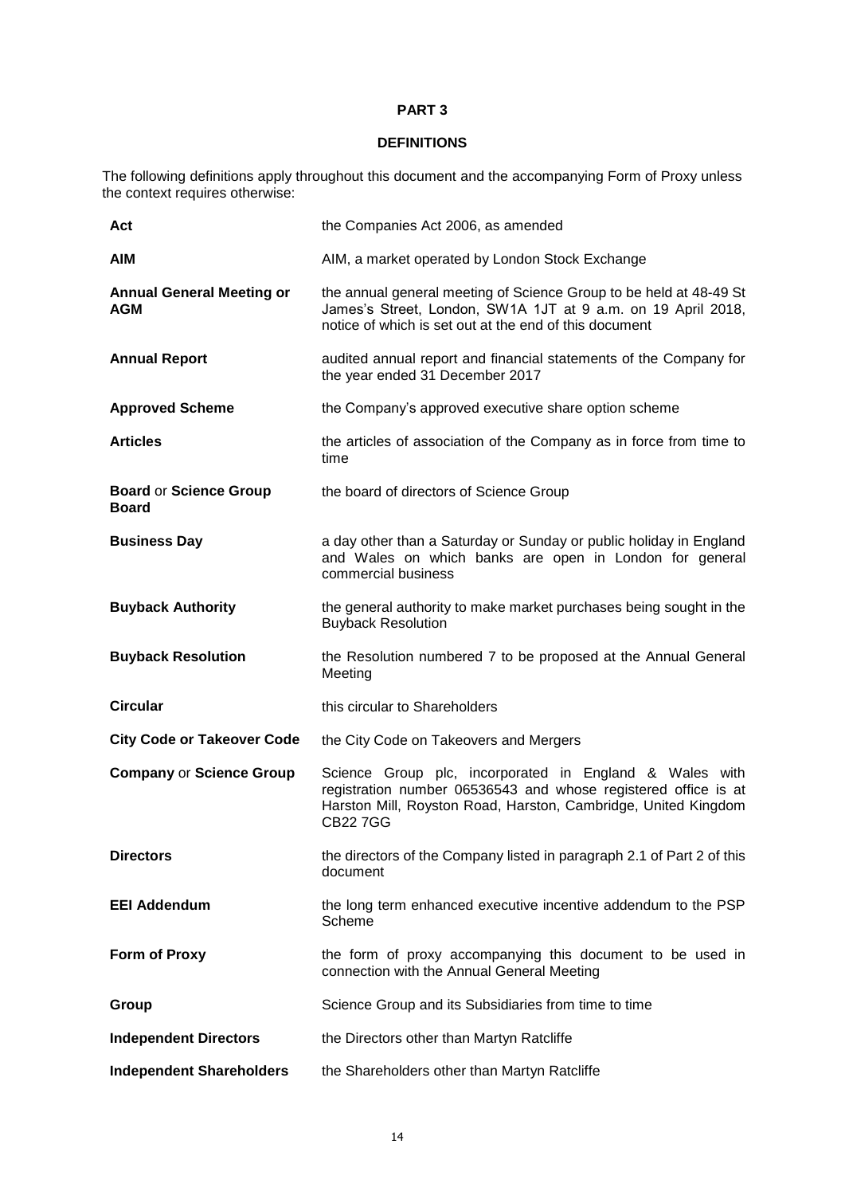# PART 3

## DEFINITIONS

The following definitions apply throughout this document and the accompanying Form of Proxy unless the context requires otherwise:

| | |
|---|---|
| **Act** | the Companies Act 2006, as amended |
| **AIM** | AIM, a market operated by London Stock Exchange |
| **Annual General Meeting or AGM** | the annual general meeting of Science Group to be held at 48-49 St James's Street, London, SW1A 1JT at 9 a.m. on 19 April 2018, notice of which is set out at the end of this document |
| **Annual Report** | audited annual report and financial statements of the Company for the year ended 31 December 2017 |
| **Approved Scheme** | the Company's approved executive share option scheme |
| **Articles** | the articles of association of the Company as in force from time to time |
| **Board** or **Science Group Board** | the board of directors of Science Group |
| **Business Day** | a day other than a Saturday or Sunday or public holiday in England and Wales on which banks are open in London for general commercial business |
| **Buyback Authority** | the general authority to make market purchases being sought in the Buyback Resolution |
| **Buyback Resolution** | the Resolution numbered 7 to be proposed at the Annual General Meeting |
| **Circular** | this circular to Shareholders |
| **City Code or Takeover Code** | the City Code on Takeovers and Mergers |
| **Company** or **Science Group** | Science Group plc, incorporated in England & Wales with registration number 06536543 and whose registered office is at Harston Mill, Royston Road, Harston, Cambridge, United Kingdom CB22 7GG |
| **Directors** | the directors of the Company listed in paragraph 2.1 of Part 2 of this document |
| **EEI Addendum** | the long term enhanced executive incentive addendum to the PSP Scheme |
| **Form of Proxy** | the form of proxy accompanying this document to be used in connection with the Annual General Meeting |
| **Group** | Science Group and its Subsidiaries from time to time |
| **Independent Directors** | the Directors other than Martyn Ratcliffe |
| **Independent Shareholders** | the Shareholders other than Martyn Ratcliffe |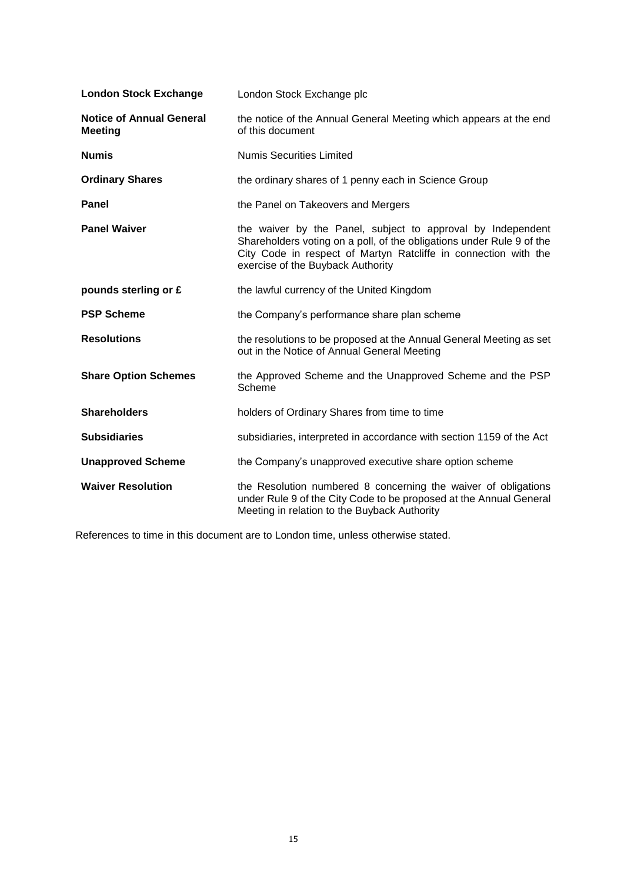| | |
|---|---|
| **London Stock Exchange** | London Stock Exchange plc |
| **Notice of Annual General Meeting** | the notice of the Annual General Meeting which appears at the end of this document |
| **Numis** | Numis Securities Limited |
| **Ordinary Shares** | the ordinary shares of 1 penny each in Science Group |
| **Panel** | the Panel on Takeovers and Mergers |
| **Panel Waiver** | the waiver by the Panel, subject to approval by Independent Shareholders voting on a poll, of the obligations under Rule 9 of the City Code in respect of Martyn Ratcliffe in connection with the exercise of the Buyback Authority |
| **pounds sterling or £** | the lawful currency of the United Kingdom |
| **PSP Scheme** | the Company's performance share plan scheme |
| **Resolutions** | the resolutions to be proposed at the Annual General Meeting as set out in the Notice of Annual General Meeting |
| **Share Option Schemes** | the Approved Scheme and the Unapproved Scheme and the PSP Scheme |
| **Shareholders** | holders of Ordinary Shares from time to time |
| **Subsidiaries** | subsidiaries, interpreted in accordance with section 1159 of the Act |
| **Unapproved Scheme** | the Company's unapproved executive share option scheme |
| **Waiver Resolution** | the Resolution numbered 8 concerning the waiver of obligations under Rule 9 of the City Code to be proposed at the Annual General Meeting in relation to the Buyback Authority |

References to time in this document are to London time, unless otherwise stated.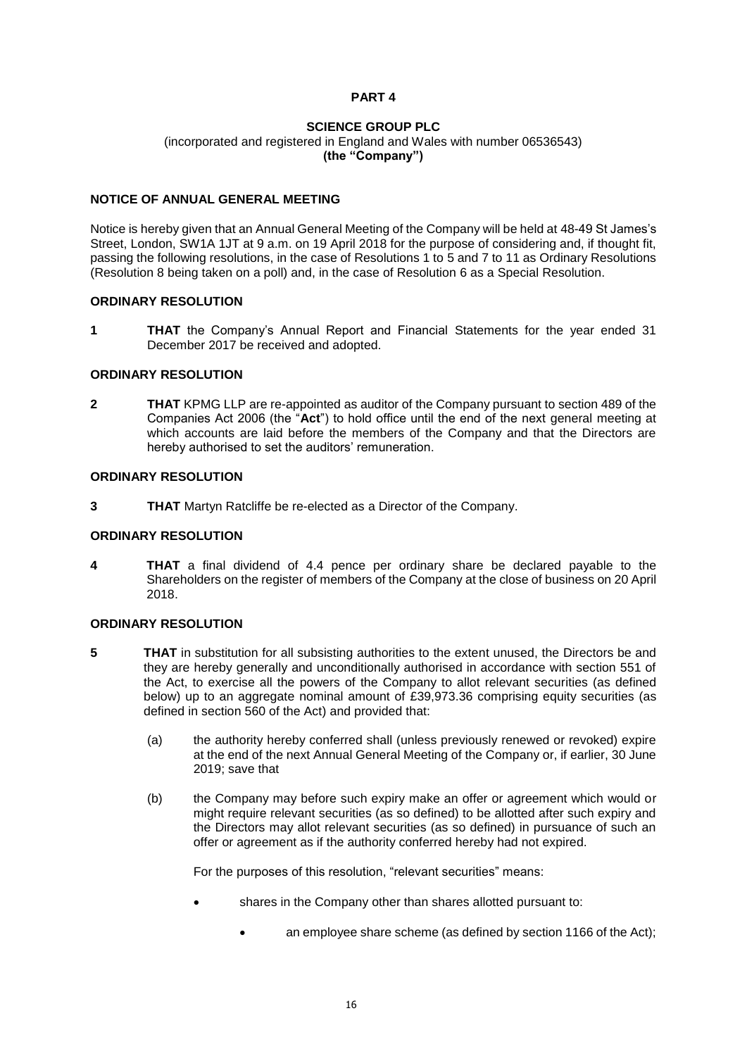**PART 4**

**SCIENCE GROUP PLC**
(incorporated and registered in England and Wales with number 06536543)
**(the "Company")**

**NOTICE OF ANNUAL GENERAL MEETING**

Notice is hereby given that an Annual General Meeting of the Company will be held at 48-49 St James's Street, London, SW1A 1JT at 9 a.m. on 19 April 2018 for the purpose of considering and, if thought fit, passing the following resolutions, in the case of Resolutions 1 to 5 and 7 to 11 as Ordinary Resolutions (Resolution 8 being taken on a poll) and, in the case of Resolution 6 as a Special Resolution.

**ORDINARY RESOLUTION**

**1** **THAT** the Company's Annual Report and Financial Statements for the year ended 31 December 2017 be received and adopted.

**ORDINARY RESOLUTION**

**2** **THAT** KPMG LLP are re-appointed as auditor of the Company pursuant to section 489 of the Companies Act 2006 (the "**Act**") to hold office until the end of the next general meeting at which accounts are laid before the members of the Company and that the Directors are hereby authorised to set the auditors' remuneration.

**ORDINARY RESOLUTION**

**3** **THAT** Martyn Ratcliffe be re-elected as a Director of the Company.

**ORDINARY RESOLUTION**

**4** **THAT** a final dividend of 4.4 pence per ordinary share be declared payable to the Shareholders on the register of members of the Company at the close of business on 20 April 2018.

**ORDINARY RESOLUTION**

**5** **THAT** in substitution for all subsisting authorities to the extent unused, the Directors be and they are hereby generally and unconditionally authorised in accordance with section 551 of the Act, to exercise all the powers of the Company to allot relevant securities (as defined below) up to an aggregate nominal amount of £39,973.36 comprising equity securities (as defined in section 560 of the Act) and provided that:

(a) the authority hereby conferred shall (unless previously renewed or revoked) expire at the end of the next Annual General Meeting of the Company or, if earlier, 30 June 2019; save that

(b) the Company may before such expiry make an offer or agreement which would or might require relevant securities (as so defined) to be allotted after such expiry and the Directors may allot relevant securities (as so defined) in pursuance of such an offer or agreement as if the authority conferred hereby had not expired.

For the purposes of this resolution, "relevant securities" means:

- shares in the Company other than shares allotted pursuant to:
  - an employee share scheme (as defined by section 1166 of the Act);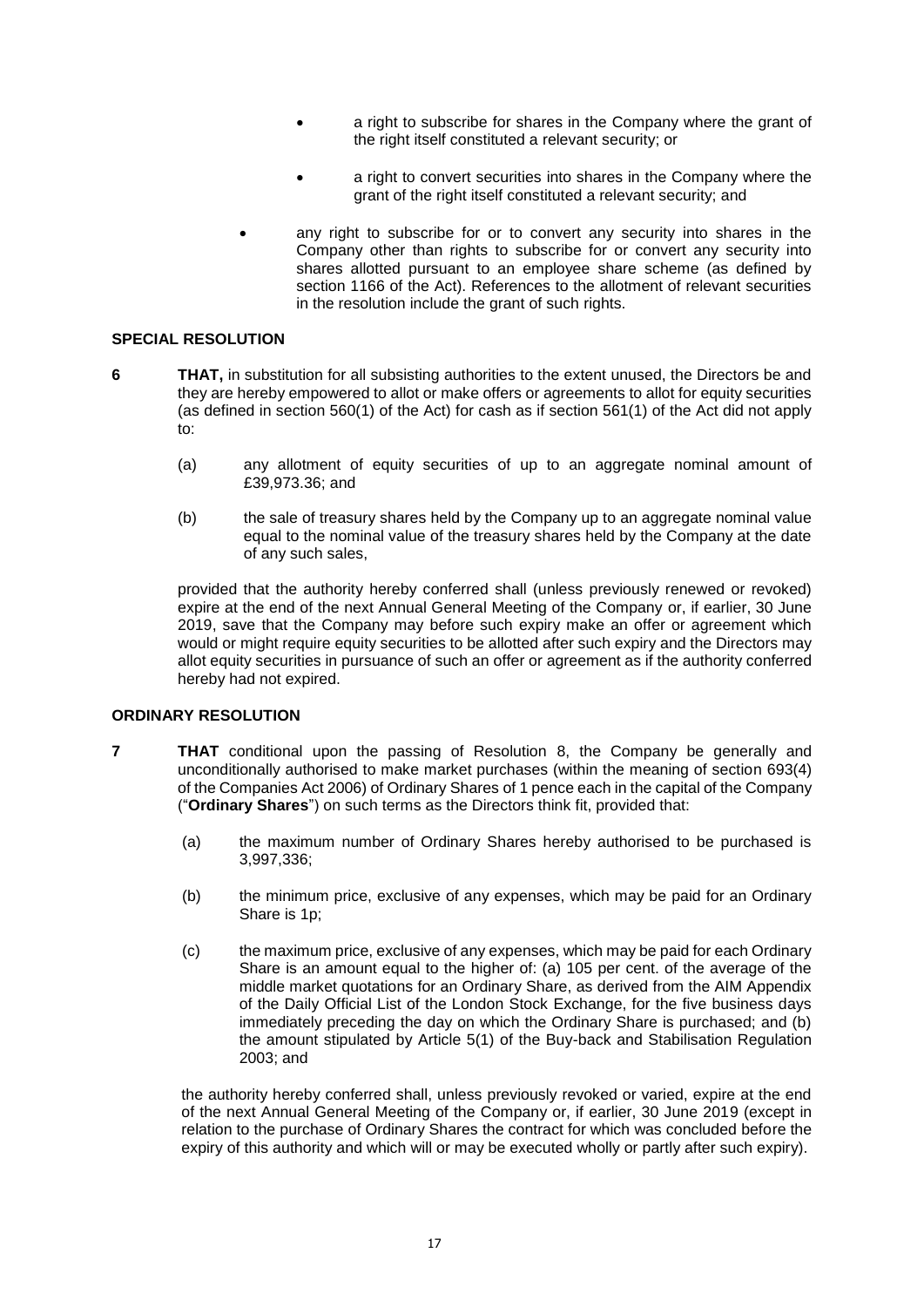- a right to subscribe for shares in the Company where the grant of the right itself constituted a relevant security; or
- a right to convert securities into shares in the Company where the grant of the right itself constituted a relevant security; and

- any right to subscribe for or to convert any security into shares in the Company other than rights to subscribe for or convert any security into shares allotted pursuant to an employee share scheme (as defined by section 1166 of the Act). References to the allotment of relevant securities in the resolution include the grant of such rights.

**SPECIAL RESOLUTION**

**6** **THAT,** in substitution for all subsisting authorities to the extent unused, the Directors be and they are hereby empowered to allot or make offers or agreements to allot for equity securities (as defined in section 560(1) of the Act) for cash as if section 561(1) of the Act did not apply to:

(a) any allotment of equity securities of up to an aggregate nominal amount of £39,973.36; and

(b) the sale of treasury shares held by the Company up to an aggregate nominal value equal to the nominal value of the treasury shares held by the Company at the date of any such sales,

provided that the authority hereby conferred shall (unless previously renewed or revoked) expire at the end of the next Annual General Meeting of the Company or, if earlier, 30 June 2019, save that the Company may before such expiry make an offer or agreement which would or might require equity securities to be allotted after such expiry and the Directors may allot equity securities in pursuance of such an offer or agreement as if the authority conferred hereby had not expired.

**ORDINARY RESOLUTION**

**7** **THAT** conditional upon the passing of Resolution 8, the Company be generally and unconditionally authorised to make market purchases (within the meaning of section 693(4) of the Companies Act 2006) of Ordinary Shares of 1 pence each in the capital of the Company ("**Ordinary Shares**") on such terms as the Directors think fit, provided that:

(a) the maximum number of Ordinary Shares hereby authorised to be purchased is 3,997,336;

(b) the minimum price, exclusive of any expenses, which may be paid for an Ordinary Share is 1p;

(c) the maximum price, exclusive of any expenses, which may be paid for each Ordinary Share is an amount equal to the higher of: (a) 105 per cent. of the average of the middle market quotations for an Ordinary Share, as derived from the AIM Appendix of the Daily Official List of the London Stock Exchange, for the five business days immediately preceding the day on which the Ordinary Share is purchased; and (b) the amount stipulated by Article 5(1) of the Buy-back and Stabilisation Regulation 2003; and

the authority hereby conferred shall, unless previously revoked or varied, expire at the end of the next Annual General Meeting of the Company or, if earlier, 30 June 2019 (except in relation to the purchase of Ordinary Shares the contract for which was concluded before the expiry of this authority and which will or may be executed wholly or partly after such expiry).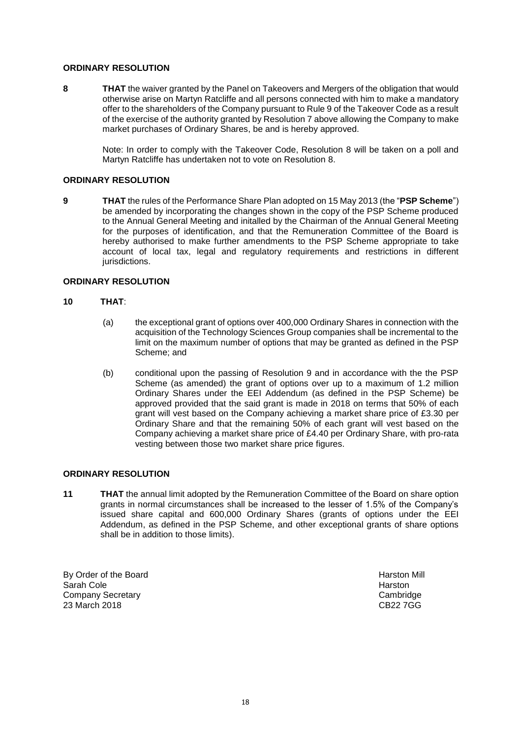**ORDINARY RESOLUTION**

**8** **THAT** the waiver granted by the Panel on Takeovers and Mergers of the obligation that would otherwise arise on Martyn Ratcliffe and all persons connected with him to make a mandatory offer to the shareholders of the Company pursuant to Rule 9 of the Takeover Code as a result of the exercise of the authority granted by Resolution 7 above allowing the Company to make market purchases of Ordinary Shares, be and is hereby approved.

Note: In order to comply with the Takeover Code, Resolution 8 will be taken on a poll and Martyn Ratcliffe has undertaken not to vote on Resolution 8.

**ORDINARY RESOLUTION**

**9** **THAT** the rules of the Performance Share Plan adopted on 15 May 2013 (the "**PSP Scheme**") be amended by incorporating the changes shown in the copy of the PSP Scheme produced to the Annual General Meeting and initalled by the Chairman of the Annual General Meeting for the purposes of identification, and that the Remuneration Committee of the Board is hereby authorised to make further amendments to the PSP Scheme appropriate to take account of local tax, legal and regulatory requirements and restrictions in different jurisdictions.

**ORDINARY RESOLUTION**

**10** **THAT**:

(a) the exceptional grant of options over 400,000 Ordinary Shares in connection with the acquisition of the Technology Sciences Group companies shall be incremental to the limit on the maximum number of options that may be granted as defined in the PSP Scheme; and

(b) conditional upon the passing of Resolution 9 and in accordance with the the PSP Scheme (as amended) the grant of options over up to a maximum of 1.2 million Ordinary Shares under the EEI Addendum (as defined in the PSP Scheme) be approved provided that the said grant is made in 2018 on terms that 50% of each grant will vest based on the Company achieving a market share price of £3.30 per Ordinary Share and that the remaining 50% of each grant will vest based on the Company achieving a market share price of £4.40 per Ordinary Share, with pro-rata vesting between those two market share price figures.

**ORDINARY RESOLUTION**

**11** **THAT** the annual limit adopted by the Remuneration Committee of the Board on share option grants in normal circumstances shall be increased to the lesser of 1.5% of the Company's issued share capital and 600,000 Ordinary Shares (grants of options under the EEI Addendum, as defined in the PSP Scheme, and other exceptional grants of share options shall be in addition to those limits).

By Order of the Board
Sarah Cole
Company Secretary
23 March 2018

Harston Mill
Harston
Cambridge
CB22 7GG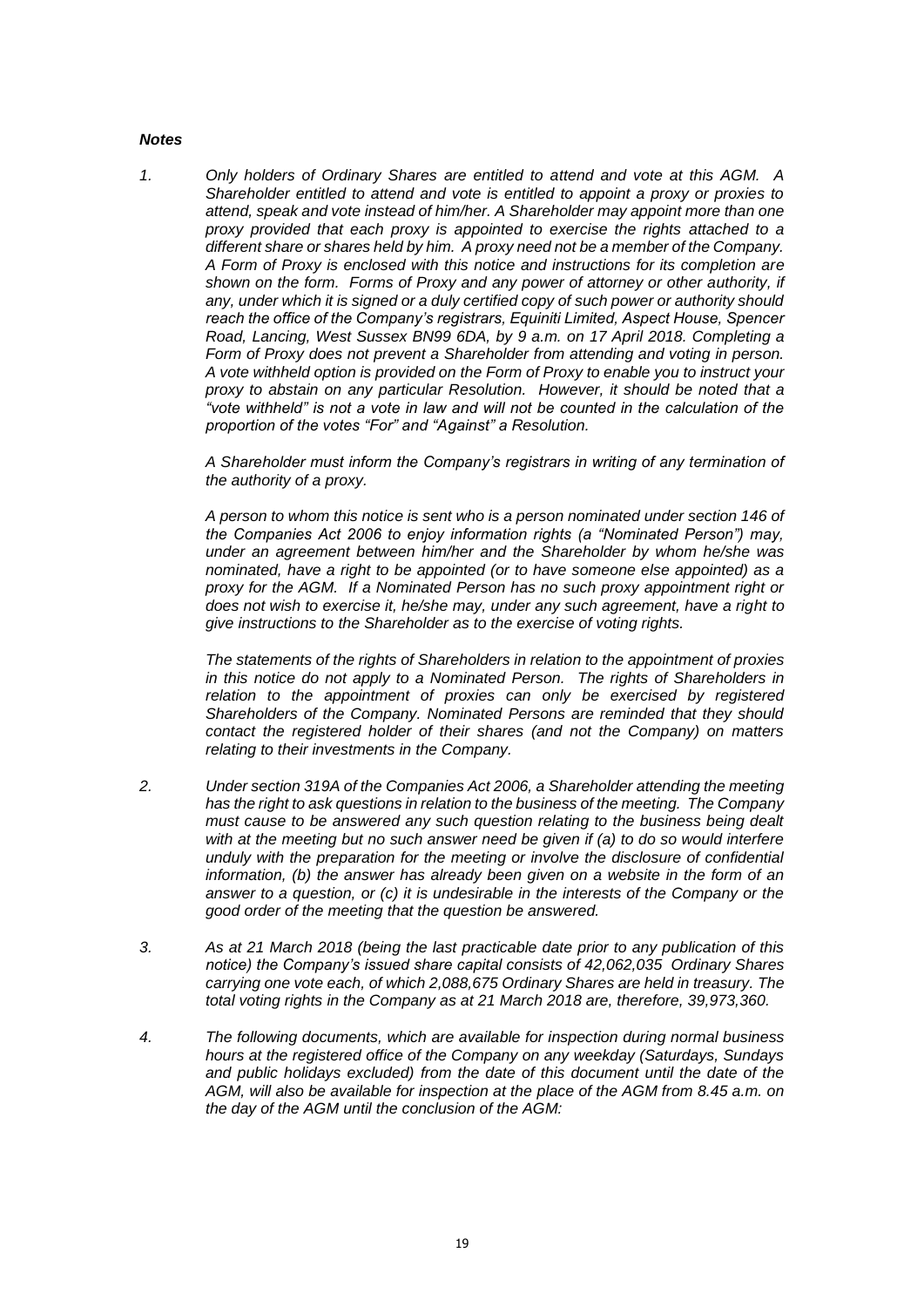***Notes***

1. *Only holders of Ordinary Shares are entitled to attend and vote at this AGM. A Shareholder entitled to attend and vote is entitled to appoint a proxy or proxies to attend, speak and vote instead of him/her. A Shareholder may appoint more than one proxy provided that each proxy is appointed to exercise the rights attached to a different share or shares held by him. A proxy need not be a member of the Company. A Form of Proxy is enclosed with this notice and instructions for its completion are shown on the form. Forms of Proxy and any power of attorney or other authority, if any, under which it is signed or a duly certified copy of such power or authority should reach the office of the Company's registrars, Equiniti Limited, Aspect House, Spencer Road, Lancing, West Sussex BN99 6DA, by 9 a.m. on 17 April 2018. Completing a Form of Proxy does not prevent a Shareholder from attending and voting in person. A vote withheld option is provided on the Form of Proxy to enable you to instruct your proxy to abstain on any particular Resolution. However, it should be noted that a "vote withheld" is not a vote in law and will not be counted in the calculation of the proportion of the votes "For" and "Against" a Resolution.*

   *A Shareholder must inform the Company's registrars in writing of any termination of the authority of a proxy.*

   *A person to whom this notice is sent who is a person nominated under section 146 of the Companies Act 2006 to enjoy information rights (a "Nominated Person") may, under an agreement between him/her and the Shareholder by whom he/she was nominated, have a right to be appointed (or to have someone else appointed) as a proxy for the AGM. If a Nominated Person has no such proxy appointment right or does not wish to exercise it, he/she may, under any such agreement, have a right to give instructions to the Shareholder as to the exercise of voting rights.*

   *The statements of the rights of Shareholders in relation to the appointment of proxies in this notice do not apply to a Nominated Person. The rights of Shareholders in relation to the appointment of proxies can only be exercised by registered Shareholders of the Company. Nominated Persons are reminded that they should contact the registered holder of their shares (and not the Company) on matters relating to their investments in the Company.*

2. *Under section 319A of the Companies Act 2006, a Shareholder attending the meeting has the right to ask questions in relation to the business of the meeting. The Company must cause to be answered any such question relating to the business being dealt with at the meeting but no such answer need be given if (a) to do so would interfere unduly with the preparation for the meeting or involve the disclosure of confidential information, (b) the answer has already been given on a website in the form of an answer to a question, or (c) it is undesirable in the interests of the Company or the good order of the meeting that the question be answered.*

3. *As at 21 March 2018 (being the last practicable date prior to any publication of this notice) the Company's issued share capital consists of 42,062,035 Ordinary Shares carrying one vote each, of which 2,088,675 Ordinary Shares are held in treasury. The total voting rights in the Company as at 21 March 2018 are, therefore, 39,973,360.*

4. *The following documents, which are available for inspection during normal business hours at the registered office of the Company on any weekday (Saturdays, Sundays and public holidays excluded) from the date of this document until the date of the AGM, will also be available for inspection at the place of the AGM from 8.45 a.m. on the day of the AGM until the conclusion of the AGM:*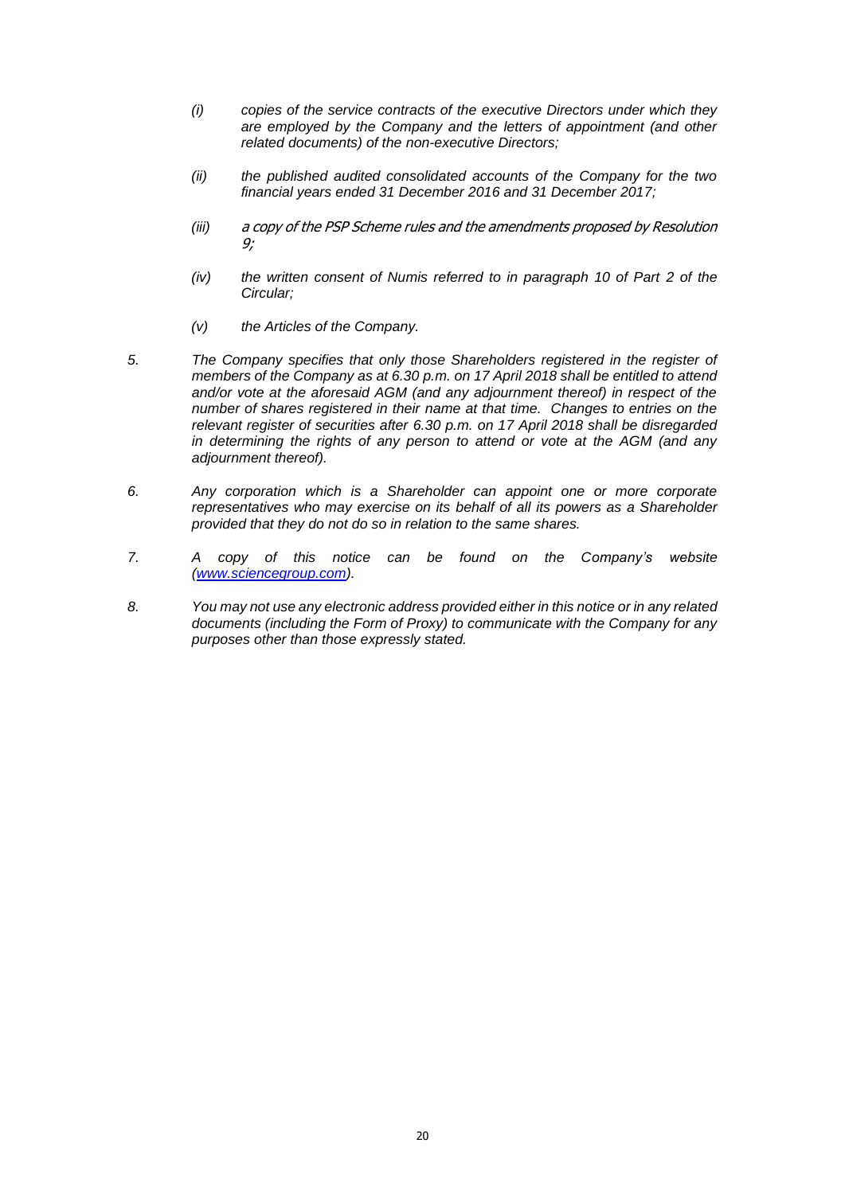*(i) copies of the service contracts of the executive Directors under which they are employed by the Company and the letters of appointment (and other related documents) of the non-executive Directors;*

*(ii) the published audited consolidated accounts of the Company for the two financial years ended 31 December 2016 and 31 December 2017;*

*(iii) a copy of the PSP Scheme rules and the amendments proposed by Resolution 9;*

*(iv) the written consent of Numis referred to in paragraph 10 of Part 2 of the Circular;*

*(v) the Articles of the Company.*

*5. The Company specifies that only those Shareholders registered in the register of members of the Company as at 6.30 p.m. on 17 April 2018 shall be entitled to attend and/or vote at the aforesaid AGM (and any adjournment thereof) in respect of the number of shares registered in their name at that time. Changes to entries on the relevant register of securities after 6.30 p.m. on 17 April 2018 shall be disregarded in determining the rights of any person to attend or vote at the AGM (and any adjournment thereof).*

*6. Any corporation which is a Shareholder can appoint one or more corporate representatives who may exercise on its behalf of all its powers as a Shareholder provided that they do not do so in relation to the same shares.*

*7. A copy of this notice can be found on the Company's website ([www.sciencegroup.com](http://www.sciencegroup.com)).*

*8. You may not use any electronic address provided either in this notice or in any related documents (including the Form of Proxy) to communicate with the Company for any purposes other than those expressly stated.*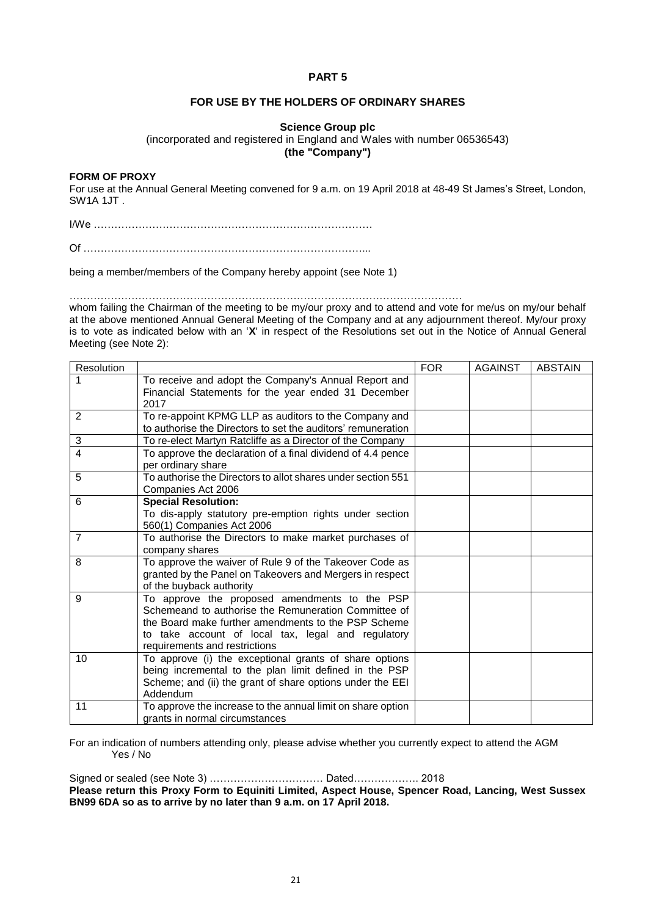**PART 5**

**FOR USE BY THE HOLDERS OF ORDINARY SHARES**

**Science Group plc**
(incorporated and registered in England and Wales with number 06536543)
**(the "Company")**

**FORM OF PROXY**
For use at the Annual General Meeting convened for 9 a.m. on 19 April 2018 at 48-49 St James's Street, London, SW1A 1JT .

I/We ……………………………………………………………………

Of ………………………………………………………………………...

being a member/members of the Company hereby appoint (see Note 1)

……………………………………………………………………………………………………
whom failing the Chairman of the meeting to be my/our proxy and to attend and vote for me/us on my/our behalf at the above mentioned Annual General Meeting of the Company and at any adjournment thereof. My/our proxy is to vote as indicated below with an '**X**' in respect of the Resolutions set out in the Notice of Annual General Meeting (see Note 2):

| Resolution | | FOR | AGAINST | ABSTAIN |
|---|---|---|---|---|
| 1 | To receive and adopt the Company's Annual Report and Financial Statements for the year ended 31 December 2017 | | | |
| 2 | To re-appoint KPMG LLP as auditors to the Company and to authorise the Directors to set the auditors' remuneration | | | |
| 3 | To re-elect Martyn Ratcliffe as a Director of the Company | | | |
| 4 | To approve the declaration of a final dividend of 4.4 pence per ordinary share | | | |
| 5 | To authorise the Directors to allot shares under section 551 Companies Act 2006 | | | |
| 6 | **Special Resolution:** To dis-apply statutory pre-emption rights under section 560(1) Companies Act 2006 | | | |
| 7 | To authorise the Directors to make market purchases of company shares | | | |
| 8 | To approve the waiver of Rule 9 of the Takeover Code as granted by the Panel on Takeovers and Mergers in respect of the buyback authority | | | |
| 9 | To approve the proposed amendments to the PSP Schemeand to authorise the Remuneration Committee of the Board make further amendments to the PSP Scheme to take account of local tax, legal and regulatory requirements and restrictions | | | |
| 10 | To approve (i) the exceptional grants of share options being incremental to the plan limit defined in the PSP Scheme; and (ii) the grant of share options under the EEI Addendum | | | |
| 11 | To approve the increase to the annual limit on share option grants in normal circumstances | | | |

For an indication of numbers attending only, please advise whether you currently expect to attend the AGM
Yes / No

Signed or sealed (see Note 3) …………………………… Dated………………. 2018
**Please return this Proxy Form to Equiniti Limited, Aspect House, Spencer Road, Lancing, West Sussex BN99 6DA so as to arrive by no later than 9 a.m. on 17 April 2018.**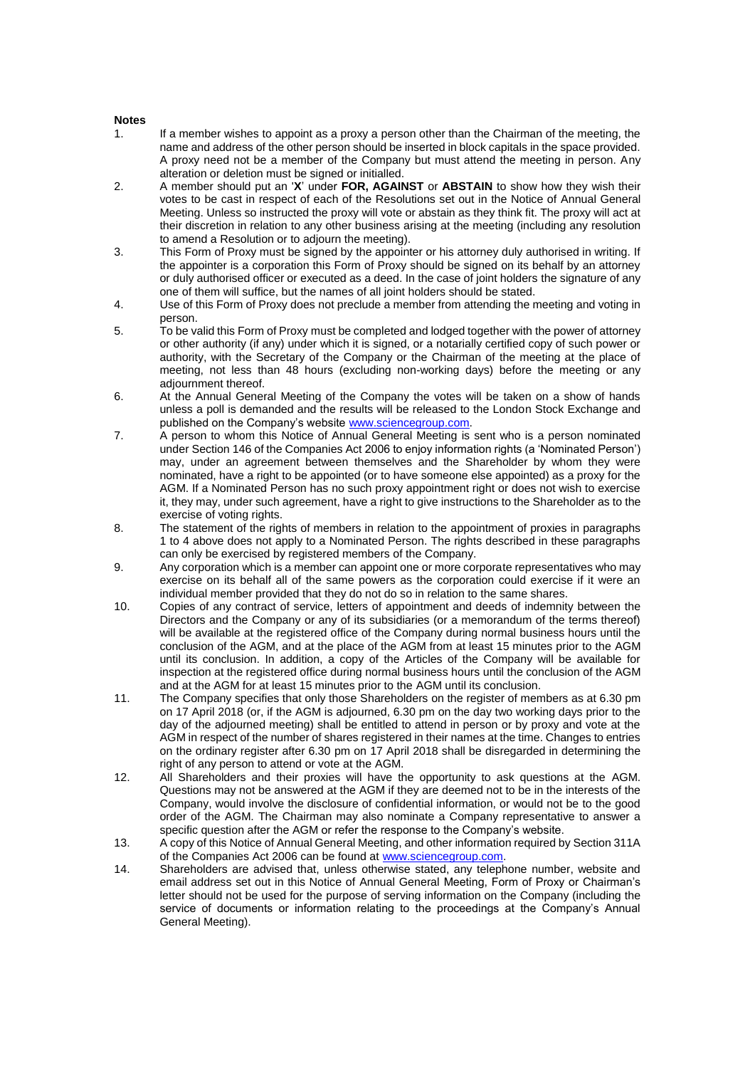**Notes**

1. If a member wishes to appoint as a proxy a person other than the Chairman of the meeting, the name and address of the other person should be inserted in block capitals in the space provided. A proxy need not be a member of the Company but must attend the meeting in person. Any alteration or deletion must be signed or initialled.
2. A member should put an '**X**' under **FOR, AGAINST** or **ABSTAIN** to show how they wish their votes to be cast in respect of each of the Resolutions set out in the Notice of Annual General Meeting. Unless so instructed the proxy will vote or abstain as they think fit. The proxy will act at their discretion in relation to any other business arising at the meeting (including any resolution to amend a Resolution or to adjourn the meeting).
3. This Form of Proxy must be signed by the appointer or his attorney duly authorised in writing. If the appointer is a corporation this Form of Proxy should be signed on its behalf by an attorney or duly authorised officer or executed as a deed. In the case of joint holders the signature of any one of them will suffice, but the names of all joint holders should be stated.
4. Use of this Form of Proxy does not preclude a member from attending the meeting and voting in person.
5. To be valid this Form of Proxy must be completed and lodged together with the power of attorney or other authority (if any) under which it is signed, or a notarially certified copy of such power or authority, with the Secretary of the Company or the Chairman of the meeting at the place of meeting, not less than 48 hours (excluding non-working days) before the meeting or any adjournment thereof.
6. At the Annual General Meeting of the Company the votes will be taken on a show of hands unless a poll is demanded and the results will be released to the London Stock Exchange and published on the Company's website www.sciencegroup.com.
7. A person to whom this Notice of Annual General Meeting is sent who is a person nominated under Section 146 of the Companies Act 2006 to enjoy information rights (a 'Nominated Person') may, under an agreement between themselves and the Shareholder by whom they were nominated, have a right to be appointed (or to have someone else appointed) as a proxy for the AGM. If a Nominated Person has no such proxy appointment right or does not wish to exercise it, they may, under such agreement, have a right to give instructions to the Shareholder as to the exercise of voting rights.
8. The statement of the rights of members in relation to the appointment of proxies in paragraphs 1 to 4 above does not apply to a Nominated Person. The rights described in these paragraphs can only be exercised by registered members of the Company.
9. Any corporation which is a member can appoint one or more corporate representatives who may exercise on its behalf all of the same powers as the corporation could exercise if it were an individual member provided that they do not do so in relation to the same shares.
10. Copies of any contract of service, letters of appointment and deeds of indemnity between the Directors and the Company or any of its subsidiaries (or a memorandum of the terms thereof) will be available at the registered office of the Company during normal business hours until the conclusion of the AGM, and at the place of the AGM from at least 15 minutes prior to the AGM until its conclusion. In addition, a copy of the Articles of the Company will be available for inspection at the registered office during normal business hours until the conclusion of the AGM and at the AGM for at least 15 minutes prior to the AGM until its conclusion.
11. The Company specifies that only those Shareholders on the register of members as at 6.30 pm on 17 April 2018 (or, if the AGM is adjourned, 6.30 pm on the day two working days prior to the day of the adjourned meeting) shall be entitled to attend in person or by proxy and vote at the AGM in respect of the number of shares registered in their names at the time. Changes to entries on the ordinary register after 6.30 pm on 17 April 2018 shall be disregarded in determining the right of any person to attend or vote at the AGM.
12. All Shareholders and their proxies will have the opportunity to ask questions at the AGM. Questions may not be answered at the AGM if they are deemed not to be in the interests of the Company, would involve the disclosure of confidential information, or would not be to the good order of the AGM. The Chairman may also nominate a Company representative to answer a specific question after the AGM or refer the response to the Company's website.
13. A copy of this Notice of Annual General Meeting, and other information required by Section 311A of the Companies Act 2006 can be found at www.sciencegroup.com.
14. Shareholders are advised that, unless otherwise stated, any telephone number, website and email address set out in this Notice of Annual General Meeting, Form of Proxy or Chairman's letter should not be used for the purpose of serving information on the Company (including the service of documents or information relating to the proceedings at the Company's Annual General Meeting).